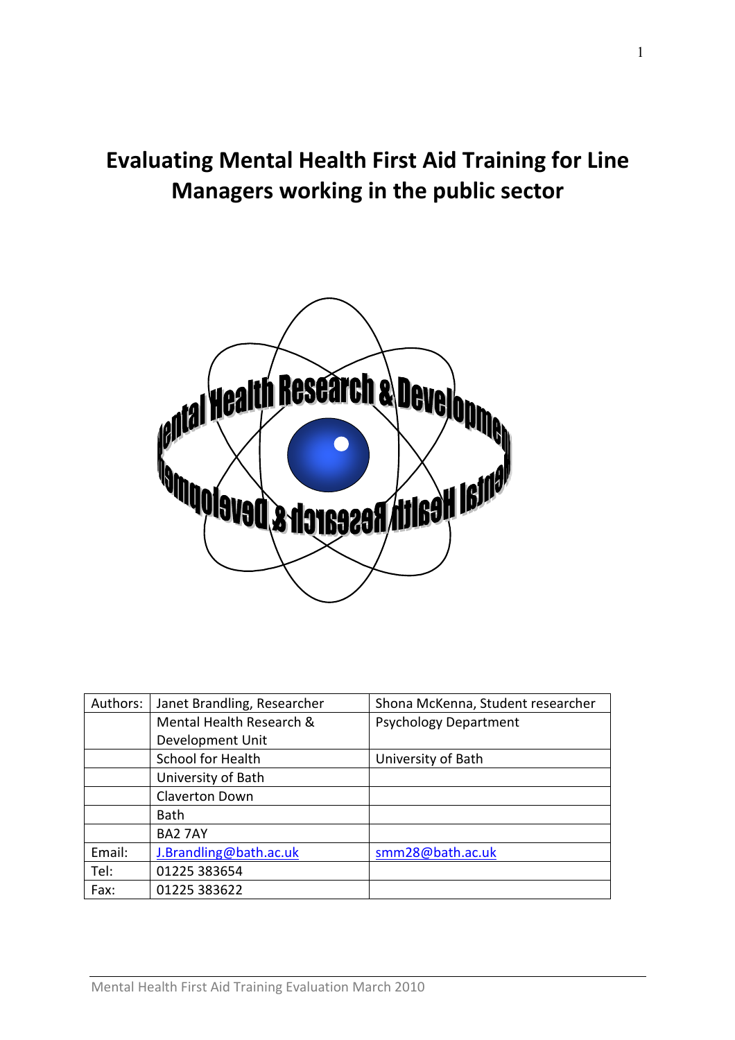# Evaluating Mental Health First Aid Training for Line Managers working in the public sector

| Authors: | Janet Brandling, Researcher | Shona McKenna, Student researcher |
| --- | --- | --- |
| | Mental Health Research & Development Unit | Psychology Department |
| | School for Health | University of Bath |
| | University of Bath | |
| | Claverton Down | |
| | Bath | |
| | BA2 7AY | |
| Email: | J.Brandling@bath.ac.uk | smm28@bath.ac.uk |
| Tel: | 01225 383654 | |
| Fax: | 01225 383622 | |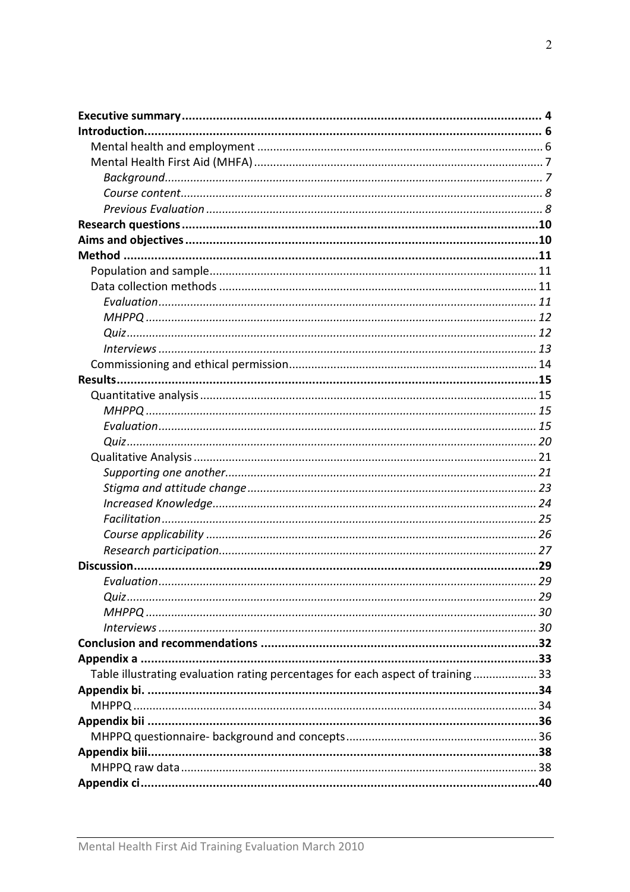**Executive summary** .......... 4
**Introduction** .......... 6
Mental health and employment .......... 6
Mental Health First Aid (MHFA) .......... 7
*Background* .......... 7
*Course content* .......... 8
*Previous Evaluation* .......... 8
**Research questions** .......... 10
**Aims and objectives** .......... 10
**Method** .......... 11
Population and sample .......... 11
Data collection methods .......... 11
*Evaluation* .......... 11
*MHPPQ* .......... 12
*Quiz* .......... 12
*Interviews* .......... 13
Commissioning and ethical permission .......... 14
**Results** .......... 15
Quantitative analysis .......... 15
*MHPPQ* .......... 15
*Evaluation* .......... 15
*Quiz* .......... 20
Qualitative Analysis .......... 21
*Supporting one another* .......... 21
*Stigma and attitude change* .......... 23
*Increased Knowledge* .......... 24
*Facilitation* .......... 25
*Course applicability* .......... 26
*Research participation* .......... 27
**Discussion** .......... 29
*Evaluation* .......... 29
*Quiz* .......... 29
*MHPPQ* .......... 30
*Interviews* .......... 30
**Conclusion and recommendations** .......... 32
**Appendix a** .......... 33
Table illustrating evaluation rating percentages for each aspect of training .......... 33
**Appendix bi.** .......... 34
MHPPQ .......... 34
**Appendix bii** .......... 36
MHPPQ questionnaire- background and concepts .......... 36
**Appendix biii** .......... 38
MHPPQ raw data .......... 38
**Appendix ci** .......... 40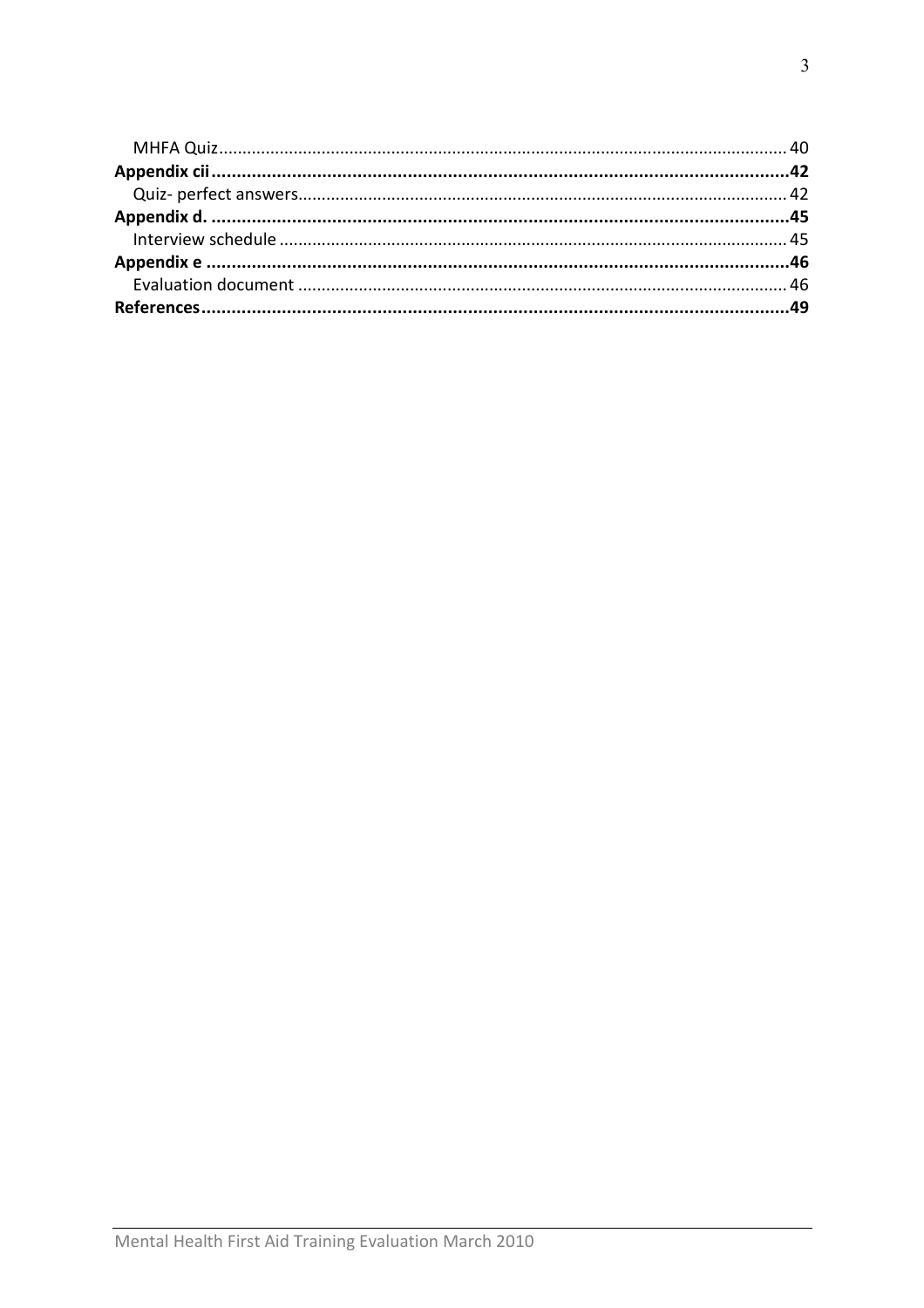MHFA Quiz ........................................................................................................................ 40

**Appendix cii ................................................................................................................... 42**

Quiz- perfect answers ....................................................................................................... 42

**Appendix d. ................................................................................................................... 45**

Interview schedule ........................................................................................................... 45

**Appendix e .................................................................................................................... 46**

Evaluation document ........................................................................................................ 46

**References ..................................................................................................................... 49**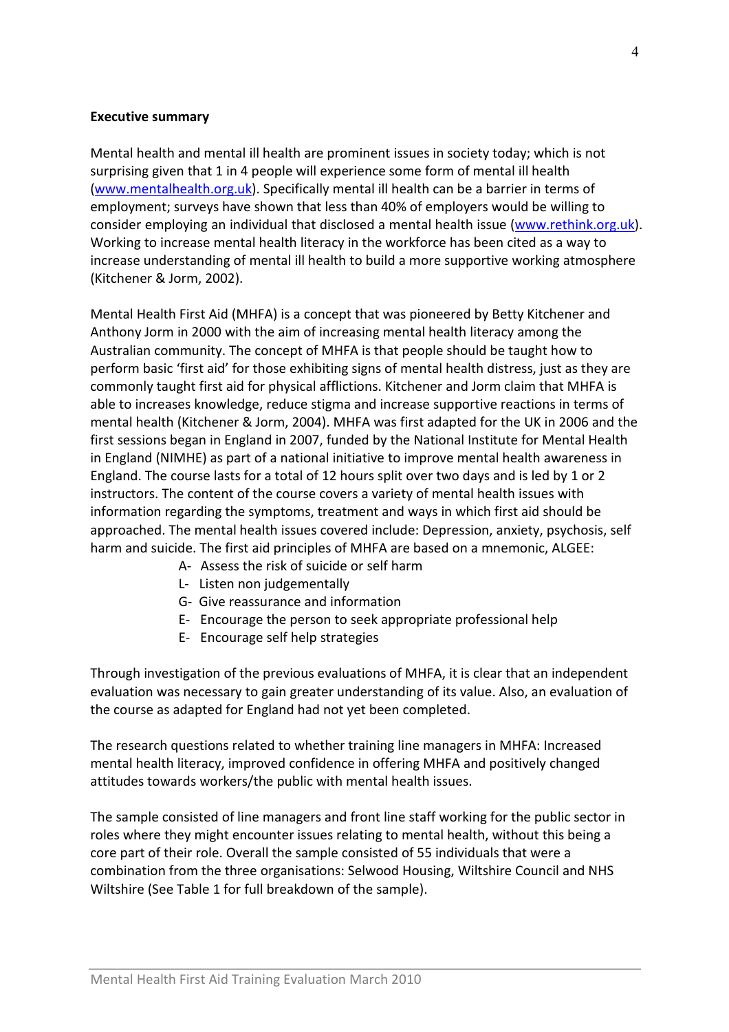**Executive summary**

Mental health and mental ill health are prominent issues in society today; which is not surprising given that 1 in 4 people will experience some form of mental ill health (www.mentalhealth.org.uk). Specifically mental ill health can be a barrier in terms of employment; surveys have shown that less than 40% of employers would be willing to consider employing an individual that disclosed a mental health issue (www.rethink.org.uk). Working to increase mental health literacy in the workforce has been cited as a way to increase understanding of mental ill health to build a more supportive working atmosphere (Kitchener & Jorm, 2002).

Mental Health First Aid (MHFA) is a concept that was pioneered by Betty Kitchener and Anthony Jorm in 2000 with the aim of increasing mental health literacy among the Australian community. The concept of MHFA is that people should be taught how to perform basic 'first aid' for those exhibiting signs of mental health distress, just as they are commonly taught first aid for physical afflictions. Kitchener and Jorm claim that MHFA is able to increases knowledge, reduce stigma and increase supportive reactions in terms of mental health (Kitchener & Jorm, 2004). MHFA was first adapted for the UK in 2006 and the first sessions began in England in 2007, funded by the National Institute for Mental Health in England (NIMHE) as part of a national initiative to improve mental health awareness in England. The course lasts for a total of 12 hours split over two days and is led by 1 or 2 instructors. The content of the course covers a variety of mental health issues with information regarding the symptoms, treatment and ways in which first aid should be approached. The mental health issues covered include: Depression, anxiety, psychosis, self harm and suicide. The first aid principles of MHFA are based on a mnemonic, ALGEE:

- A- Assess the risk of suicide or self harm
- L- Listen non judgementally
- G- Give reassurance and information
- E- Encourage the person to seek appropriate professional help
- E- Encourage self help strategies

Through investigation of the previous evaluations of MHFA, it is clear that an independent evaluation was necessary to gain greater understanding of its value. Also, an evaluation of the course as adapted for England had not yet been completed.

The research questions related to whether training line managers in MHFA: Increased mental health literacy, improved confidence in offering MHFA and positively changed attitudes towards workers/the public with mental health issues.

The sample consisted of line managers and front line staff working for the public sector in roles where they might encounter issues relating to mental health, without this being a core part of their role. Overall the sample consisted of 55 individuals that were a combination from the three organisations: Selwood Housing, Wiltshire Council and NHS Wiltshire (See Table 1 for full breakdown of the sample).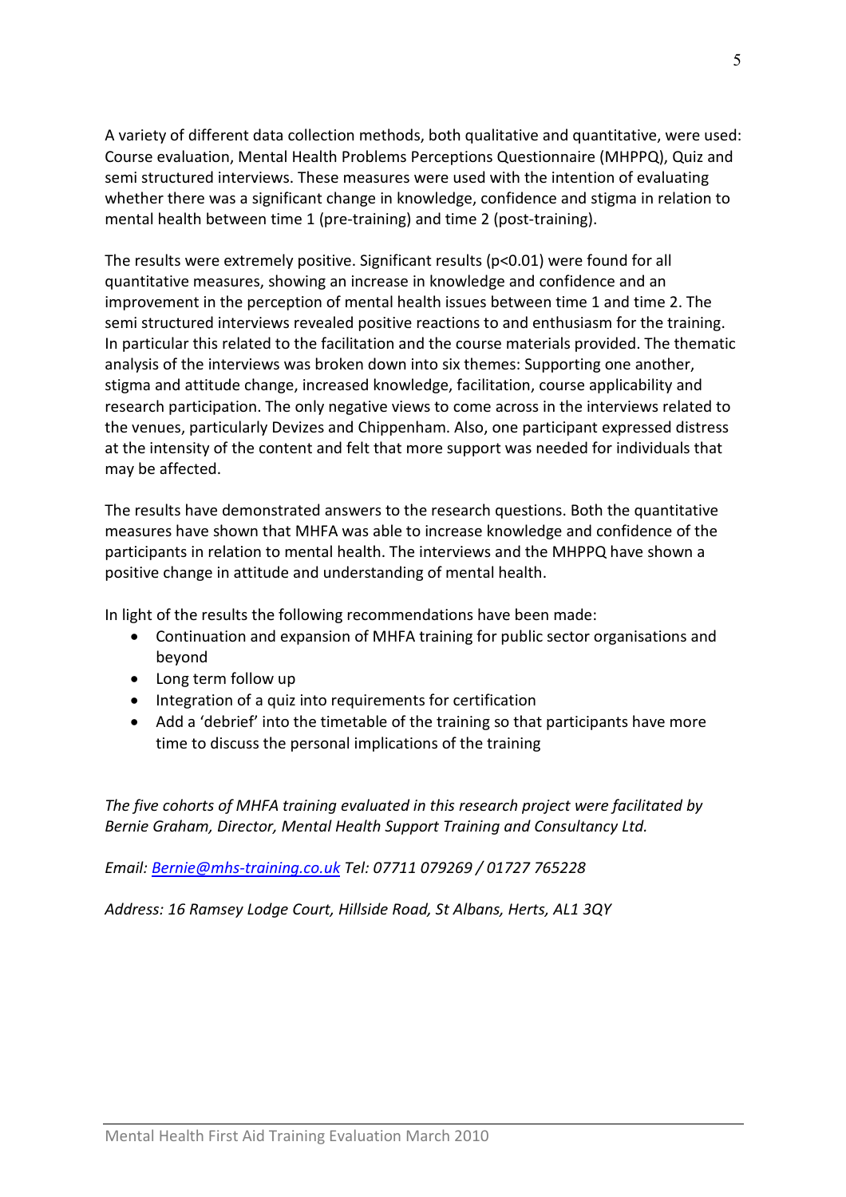A variety of different data collection methods, both qualitative and quantitative, were used: Course evaluation, Mental Health Problems Perceptions Questionnaire (MHPPQ), Quiz and semi structured interviews. These measures were used with the intention of evaluating whether there was a significant change in knowledge, confidence and stigma in relation to mental health between time 1 (pre-training) and time 2 (post-training).

The results were extremely positive. Significant results ($p<0.01$) were found for all quantitative measures, showing an increase in knowledge and confidence and an improvement in the perception of mental health issues between time 1 and time 2. The semi structured interviews revealed positive reactions to and enthusiasm for the training. In particular this related to the facilitation and the course materials provided. The thematic analysis of the interviews was broken down into six themes: Supporting one another, stigma and attitude change, increased knowledge, facilitation, course applicability and research participation. The only negative views to come across in the interviews related to the venues, particularly Devizes and Chippenham. Also, one participant expressed distress at the intensity of the content and felt that more support was needed for individuals that may be affected.

The results have demonstrated answers to the research questions. Both the quantitative measures have shown that MHFA was able to increase knowledge and confidence of the participants in relation to mental health. The interviews and the MHPPQ have shown a positive change in attitude and understanding of mental health.

In light of the results the following recommendations have been made:

- Continuation and expansion of MHFA training for public sector organisations and beyond
- Long term follow up
- Integration of a quiz into requirements for certification
- Add a 'debrief' into the timetable of the training so that participants have more time to discuss the personal implications of the training

*The five cohorts of MHFA training evaluated in this research project were facilitated by Bernie Graham, Director, Mental Health Support Training and Consultancy Ltd.*

*Email: Bernie@mhs-training.co.uk Tel: 07711 079269 / 01727 765228*

*Address: 16 Ramsey Lodge Court, Hillside Road, St Albans, Herts, AL1 3QY*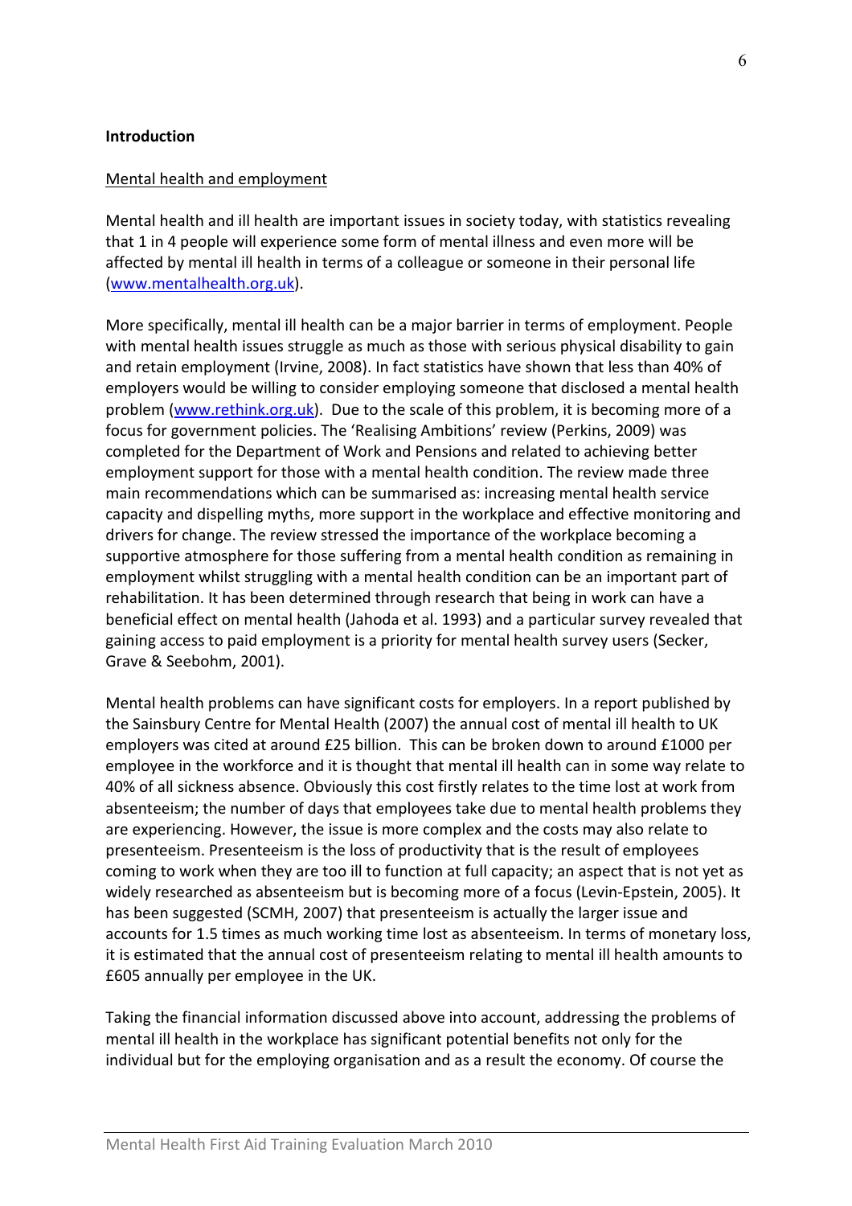**Introduction**

Mental health and employment

Mental health and ill health are important issues in society today, with statistics revealing that 1 in 4 people will experience some form of mental illness and even more will be affected by mental ill health in terms of a colleague or someone in their personal life (www.mentalhealth.org.uk).

More specifically, mental ill health can be a major barrier in terms of employment. People with mental health issues struggle as much as those with serious physical disability to gain and retain employment (Irvine, 2008). In fact statistics have shown that less than 40% of employers would be willing to consider employing someone that disclosed a mental health problem (www.rethink.org.uk). Due to the scale of this problem, it is becoming more of a focus for government policies. The 'Realising Ambitions' review (Perkins, 2009) was completed for the Department of Work and Pensions and related to achieving better employment support for those with a mental health condition. The review made three main recommendations which can be summarised as: increasing mental health service capacity and dispelling myths, more support in the workplace and effective monitoring and drivers for change. The review stressed the importance of the workplace becoming a supportive atmosphere for those suffering from a mental health condition as remaining in employment whilst struggling with a mental health condition can be an important part of rehabilitation. It has been determined through research that being in work can have a beneficial effect on mental health (Jahoda et al. 1993) and a particular survey revealed that gaining access to paid employment is a priority for mental health survey users (Secker, Grave & Seebohm, 2001).

Mental health problems can have significant costs for employers. In a report published by the Sainsbury Centre for Mental Health (2007) the annual cost of mental ill health to UK employers was cited at around £25 billion. This can be broken down to around £1000 per employee in the workforce and it is thought that mental ill health can in some way relate to 40% of all sickness absence. Obviously this cost firstly relates to the time lost at work from absenteeism; the number of days that employees take due to mental health problems they are experiencing. However, the issue is more complex and the costs may also relate to presenteeism. Presenteeism is the loss of productivity that is the result of employees coming to work when they are too ill to function at full capacity; an aspect that is not yet as widely researched as absenteeism but is becoming more of a focus (Levin-Epstein, 2005). It has been suggested (SCMH, 2007) that presenteeism is actually the larger issue and accounts for 1.5 times as much working time lost as absenteeism. In terms of monetary loss, it is estimated that the annual cost of presenteeism relating to mental ill health amounts to £605 annually per employee in the UK.

Taking the financial information discussed above into account, addressing the problems of mental ill health in the workplace has significant potential benefits not only for the individual but for the employing organisation and as a result the economy. Of course the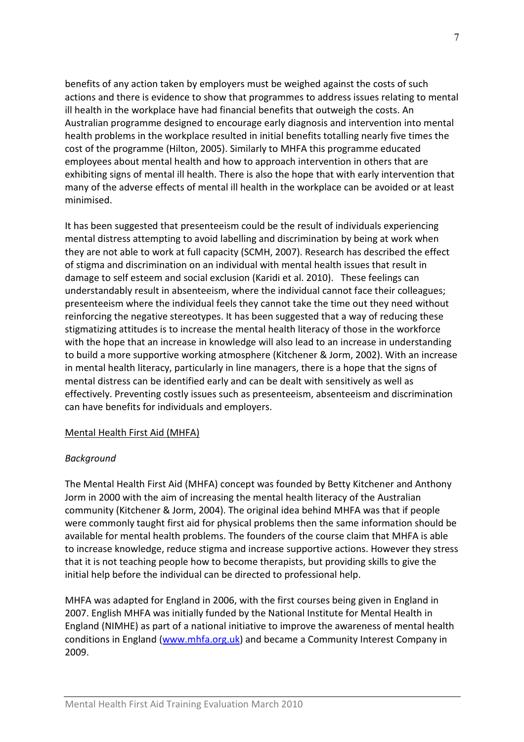benefits of any action taken by employers must be weighed against the costs of such actions and there is evidence to show that programmes to address issues relating to mental ill health in the workplace have had financial benefits that outweigh the costs. An Australian programme designed to encourage early diagnosis and intervention into mental health problems in the workplace resulted in initial benefits totalling nearly five times the cost of the programme (Hilton, 2005). Similarly to MHFA this programme educated employees about mental health and how to approach intervention in others that are exhibiting signs of mental ill health. There is also the hope that with early intervention that many of the adverse effects of mental ill health in the workplace can be avoided or at least minimised.

It has been suggested that presenteeism could be the result of individuals experiencing mental distress attempting to avoid labelling and discrimination by being at work when they are not able to work at full capacity (SCMH, 2007). Research has described the effect of stigma and discrimination on an individual with mental health issues that result in damage to self esteem and social exclusion (Karidi et al. 2010). These feelings can understandably result in absenteeism, where the individual cannot face their colleagues; presenteeism where the individual feels they cannot take the time out they need without reinforcing the negative stereotypes. It has been suggested that a way of reducing these stigmatizing attitudes is to increase the mental health literacy of those in the workforce with the hope that an increase in knowledge will also lead to an increase in understanding to build a more supportive working atmosphere (Kitchener & Jorm, 2002). With an increase in mental health literacy, particularly in line managers, there is a hope that the signs of mental distress can be identified early and can be dealt with sensitively as well as effectively. Preventing costly issues such as presenteeism, absenteeism and discrimination can have benefits for individuals and employers.

## Mental Health First Aid (MHFA)

### *Background*

The Mental Health First Aid (MHFA) concept was founded by Betty Kitchener and Anthony Jorm in 2000 with the aim of increasing the mental health literacy of the Australian community (Kitchener & Jorm, 2004). The original idea behind MHFA was that if people were commonly taught first aid for physical problems then the same information should be available for mental health problems. The founders of the course claim that MHFA is able to increase knowledge, reduce stigma and increase supportive actions. However they stress that it is not teaching people how to become therapists, but providing skills to give the initial help before the individual can be directed to professional help.

MHFA was adapted for England in 2006, with the first courses being given in England in 2007. English MHFA was initially funded by the National Institute for Mental Health in England (NIMHE) as part of a national initiative to improve the awareness of mental health conditions in England (www.mhfa.org.uk) and became a Community Interest Company in 2009.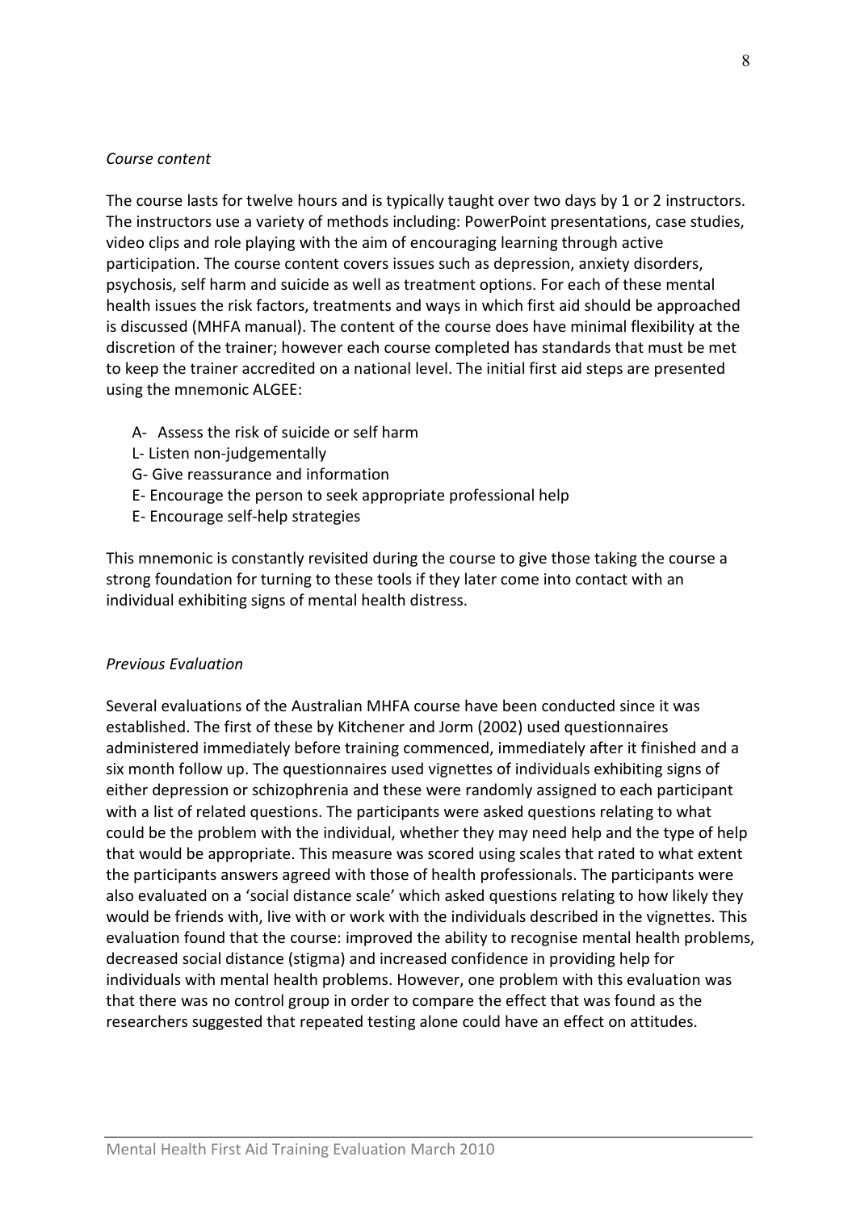*Course content*

The course lasts for twelve hours and is typically taught over two days by 1 or 2 instructors. The instructors use a variety of methods including: PowerPoint presentations, case studies, video clips and role playing with the aim of encouraging learning through active participation. The course content covers issues such as depression, anxiety disorders, psychosis, self harm and suicide as well as treatment options. For each of these mental health issues the risk factors, treatments and ways in which first aid should be approached is discussed (MHFA manual). The content of the course does have minimal flexibility at the discretion of the trainer; however each course completed has standards that must be met to keep the trainer accredited on a national level. The initial first aid steps are presented using the mnemonic ALGEE:

- A- Assess the risk of suicide or self harm
- L- Listen non-judgementally
- G- Give reassurance and information
- E- Encourage the person to seek appropriate professional help
- E- Encourage self-help strategies

This mnemonic is constantly revisited during the course to give those taking the course a strong foundation for turning to these tools if they later come into contact with an individual exhibiting signs of mental health distress.

*Previous Evaluation*

Several evaluations of the Australian MHFA course have been conducted since it was established. The first of these by Kitchener and Jorm (2002) used questionnaires administered immediately before training commenced, immediately after it finished and a six month follow up. The questionnaires used vignettes of individuals exhibiting signs of either depression or schizophrenia and these were randomly assigned to each participant with a list of related questions. The participants were asked questions relating to what could be the problem with the individual, whether they may need help and the type of help that would be appropriate. This measure was scored using scales that rated to what extent the participants answers agreed with those of health professionals. The participants were also evaluated on a 'social distance scale' which asked questions relating to how likely they would be friends with, live with or work with the individuals described in the vignettes. This evaluation found that the course: improved the ability to recognise mental health problems, decreased social distance (stigma) and increased confidence in providing help for individuals with mental health problems. However, one problem with this evaluation was that there was no control group in order to compare the effect that was found as the researchers suggested that repeated testing alone could have an effect on attitudes.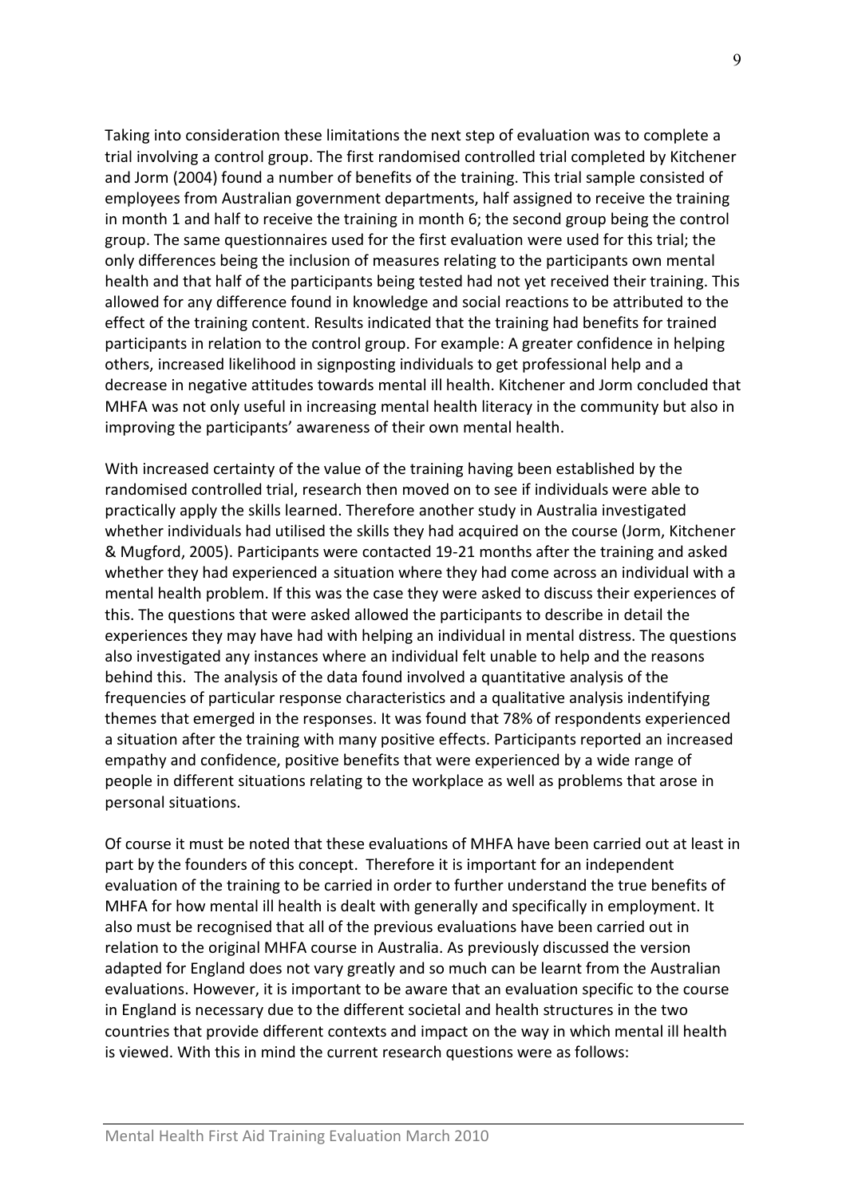Taking into consideration these limitations the next step of evaluation was to complete a trial involving a control group. The first randomised controlled trial completed by Kitchener and Jorm (2004) found a number of benefits of the training. This trial sample consisted of employees from Australian government departments, half assigned to receive the training in month 1 and half to receive the training in month 6; the second group being the control group. The same questionnaires used for the first evaluation were used for this trial; the only differences being the inclusion of measures relating to the participants own mental health and that half of the participants being tested had not yet received their training. This allowed for any difference found in knowledge and social reactions to be attributed to the effect of the training content. Results indicated that the training had benefits for trained participants in relation to the control group. For example: A greater confidence in helping others, increased likelihood in signposting individuals to get professional help and a decrease in negative attitudes towards mental ill health. Kitchener and Jorm concluded that MHFA was not only useful in increasing mental health literacy in the community but also in improving the participants' awareness of their own mental health.

With increased certainty of the value of the training having been established by the randomised controlled trial, research then moved on to see if individuals were able to practically apply the skills learned. Therefore another study in Australia investigated whether individuals had utilised the skills they had acquired on the course (Jorm, Kitchener & Mugford, 2005). Participants were contacted 19-21 months after the training and asked whether they had experienced a situation where they had come across an individual with a mental health problem. If this was the case they were asked to discuss their experiences of this. The questions that were asked allowed the participants to describe in detail the experiences they may have had with helping an individual in mental distress. The questions also investigated any instances where an individual felt unable to help and the reasons behind this. The analysis of the data found involved a quantitative analysis of the frequencies of particular response characteristics and a qualitative analysis indentifying themes that emerged in the responses. It was found that 78% of respondents experienced a situation after the training with many positive effects. Participants reported an increased empathy and confidence, positive benefits that were experienced by a wide range of people in different situations relating to the workplace as well as problems that arose in personal situations.

Of course it must be noted that these evaluations of MHFA have been carried out at least in part by the founders of this concept. Therefore it is important for an independent evaluation of the training to be carried in order to further understand the true benefits of MHFA for how mental ill health is dealt with generally and specifically in employment. It also must be recognised that all of the previous evaluations have been carried out in relation to the original MHFA course in Australia. As previously discussed the version adapted for England does not vary greatly and so much can be learnt from the Australian evaluations. However, it is important to be aware that an evaluation specific to the course in England is necessary due to the different societal and health structures in the two countries that provide different contexts and impact on the way in which mental ill health is viewed. With this in mind the current research questions were as follows: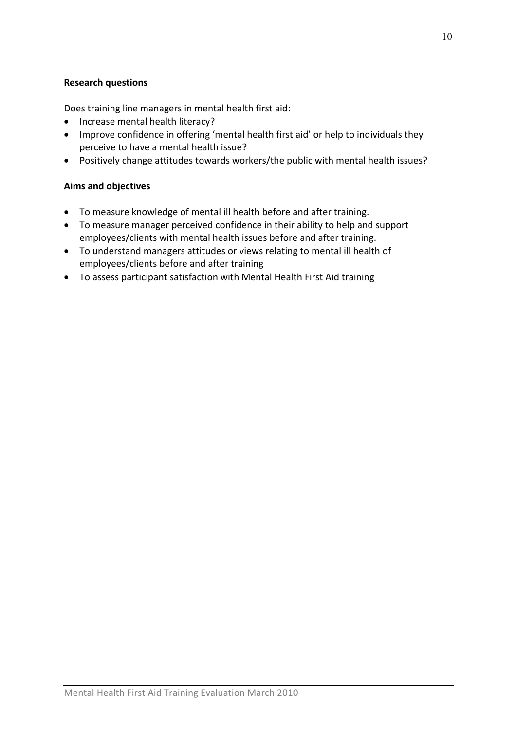**Research questions**

Does training line managers in mental health first aid:

- Increase mental health literacy?
- Improve confidence in offering 'mental health first aid' or help to individuals they perceive to have a mental health issue?
- Positively change attitudes towards workers/the public with mental health issues?

**Aims and objectives**

- To measure knowledge of mental ill health before and after training.
- To measure manager perceived confidence in their ability to help and support employees/clients with mental health issues before and after training.
- To understand managers attitudes or views relating to mental ill health of employees/clients before and after training
- To assess participant satisfaction with Mental Health First Aid training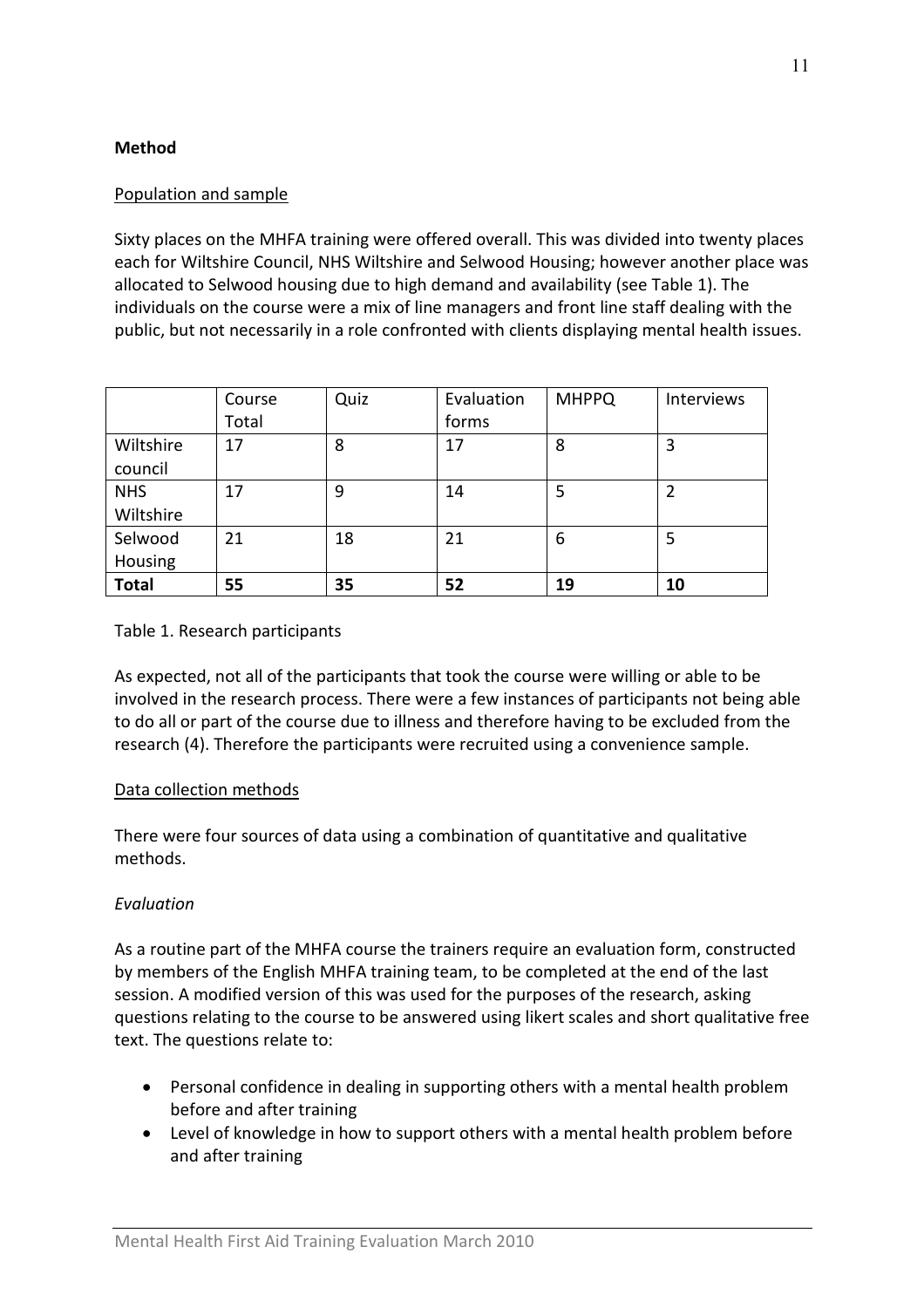**Method**

Population and sample

Sixty places on the MHFA training were offered overall. This was divided into twenty places each for Wiltshire Council, NHS Wiltshire and Selwood Housing; however another place was allocated to Selwood housing due to high demand and availability (see Table 1). The individuals on the course were a mix of line managers and front line staff dealing with the public, but not necessarily in a role confronted with clients displaying mental health issues.

| | Course Total | Quiz | Evaluation forms | MHPPQ | Interviews |
|---|---|---|---|---|---|
| Wiltshire council | 17 | 8 | 17 | 8 | 3 |
| NHS Wiltshire | 17 | 9 | 14 | 5 | 2 |
| Selwood Housing | 21 | 18 | 21 | 6 | 5 |
| **Total** | **55** | **35** | **52** | **19** | **10** |

Table 1. Research participants

As expected, not all of the participants that took the course were willing or able to be involved in the research process. There were a few instances of participants not being able to do all or part of the course due to illness and therefore having to be excluded from the research (4). Therefore the participants were recruited using a convenience sample.

Data collection methods

There were four sources of data using a combination of quantitative and qualitative methods.

*Evaluation*

As a routine part of the MHFA course the trainers require an evaluation form, constructed by members of the English MHFA training team, to be completed at the end of the last session. A modified version of this was used for the purposes of the research, asking questions relating to the course to be answered using likert scales and short qualitative free text. The questions relate to:

- Personal confidence in dealing in supporting others with a mental health problem before and after training
- Level of knowledge in how to support others with a mental health problem before and after training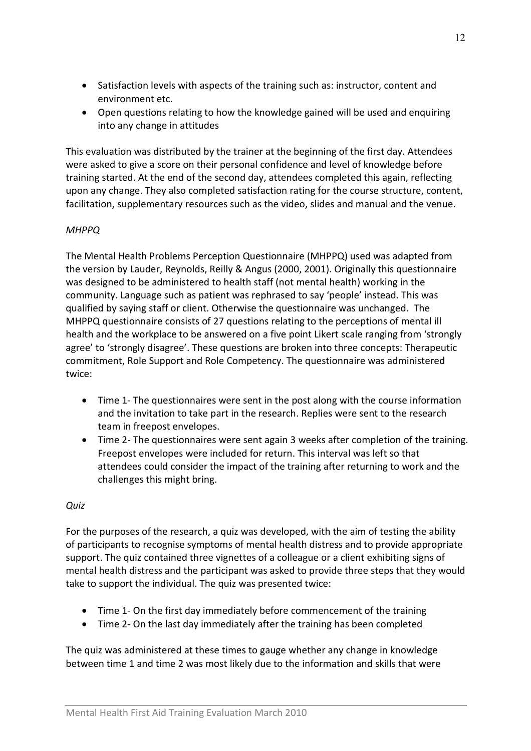- Satisfaction levels with aspects of the training such as: instructor, content and environment etc.
- Open questions relating to how the knowledge gained will be used and enquiring into any change in attitudes

This evaluation was distributed by the trainer at the beginning of the first day. Attendees were asked to give a score on their personal confidence and level of knowledge before training started. At the end of the second day, attendees completed this again, reflecting upon any change. They also completed satisfaction rating for the course structure, content, facilitation, supplementary resources such as the video, slides and manual and the venue.

*MHPPQ*

The Mental Health Problems Perception Questionnaire (MHPPQ) used was adapted from the version by Lauder, Reynolds, Reilly & Angus (2000, 2001). Originally this questionnaire was designed to be administered to health staff (not mental health) working in the community. Language such as patient was rephrased to say 'people' instead. This was qualified by saying staff or client. Otherwise the questionnaire was unchanged. The MHPPQ questionnaire consists of 27 questions relating to the perceptions of mental ill health and the workplace to be answered on a five point Likert scale ranging from 'strongly agree' to 'strongly disagree'. These questions are broken into three concepts: Therapeutic commitment, Role Support and Role Competency. The questionnaire was administered twice:

- Time 1- The questionnaires were sent in the post along with the course information and the invitation to take part in the research. Replies were sent to the research team in freepost envelopes.
- Time 2- The questionnaires were sent again 3 weeks after completion of the training. Freepost envelopes were included for return. This interval was left so that attendees could consider the impact of the training after returning to work and the challenges this might bring.

*Quiz*

For the purposes of the research, a quiz was developed, with the aim of testing the ability of participants to recognise symptoms of mental health distress and to provide appropriate support. The quiz contained three vignettes of a colleague or a client exhibiting signs of mental health distress and the participant was asked to provide three steps that they would take to support the individual. The quiz was presented twice:

- Time 1- On the first day immediately before commencement of the training
- Time 2- On the last day immediately after the training has been completed

The quiz was administered at these times to gauge whether any change in knowledge between time 1 and time 2 was most likely due to the information and skills that were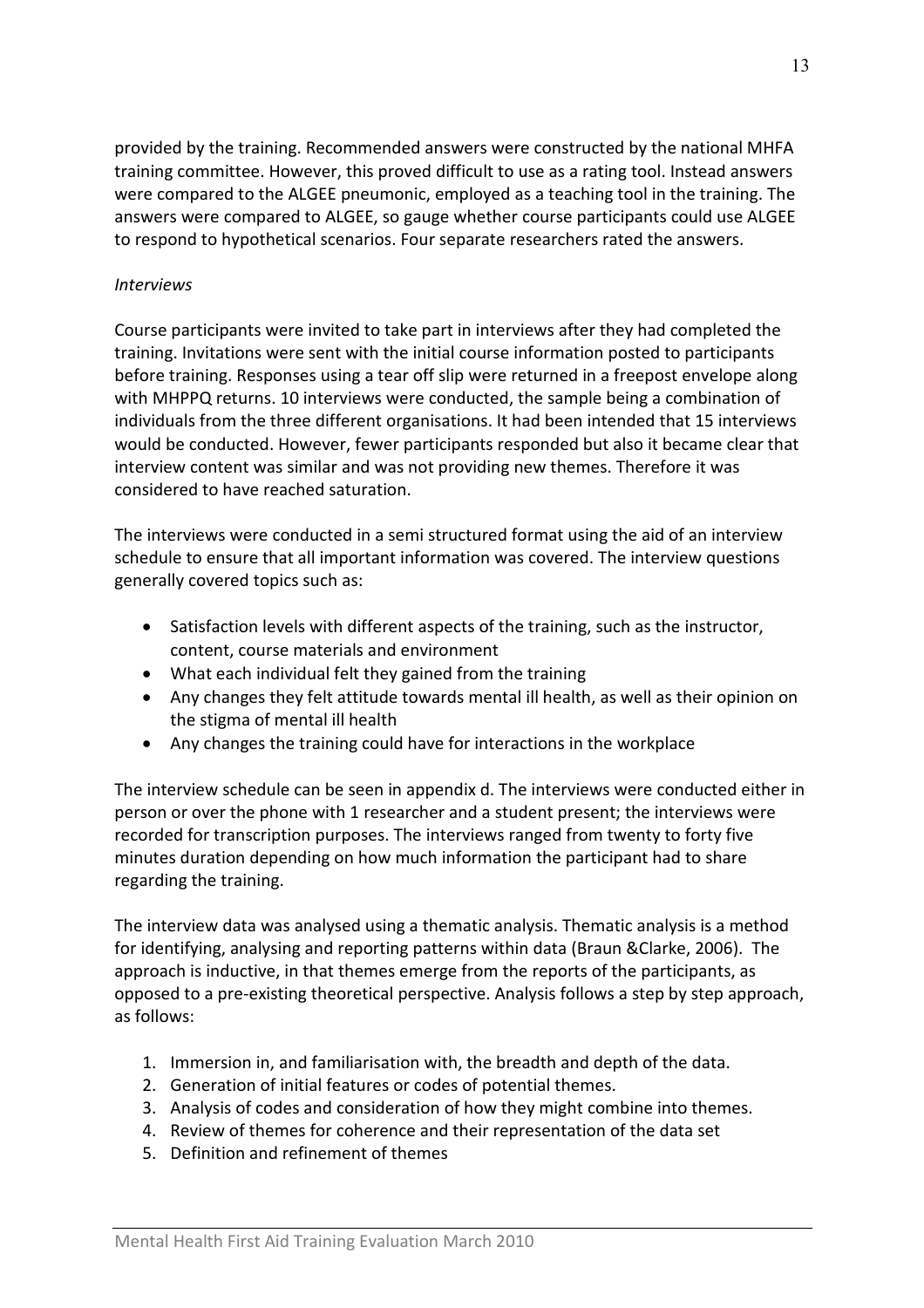provided by the training. Recommended answers were constructed by the national MHFA training committee. However, this proved difficult to use as a rating tool. Instead answers were compared to the ALGEE pneumonic, employed as a teaching tool in the training. The answers were compared to ALGEE, so gauge whether course participants could use ALGEE to respond to hypothetical scenarios. Four separate researchers rated the answers.

*Interviews*

Course participants were invited to take part in interviews after they had completed the training. Invitations were sent with the initial course information posted to participants before training. Responses using a tear off slip were returned in a freepost envelope along with MHPPQ returns. 10 interviews were conducted, the sample being a combination of individuals from the three different organisations. It had been intended that 15 interviews would be conducted. However, fewer participants responded but also it became clear that interview content was similar and was not providing new themes. Therefore it was considered to have reached saturation.

The interviews were conducted in a semi structured format using the aid of an interview schedule to ensure that all important information was covered. The interview questions generally covered topics such as:

- Satisfaction levels with different aspects of the training, such as the instructor, content, course materials and environment
- What each individual felt they gained from the training
- Any changes they felt attitude towards mental ill health, as well as their opinion on the stigma of mental ill health
- Any changes the training could have for interactions in the workplace

The interview schedule can be seen in appendix d. The interviews were conducted either in person or over the phone with 1 researcher and a student present; the interviews were recorded for transcription purposes. The interviews ranged from twenty to forty five minutes duration depending on how much information the participant had to share regarding the training.

The interview data was analysed using a thematic analysis. Thematic analysis is a method for identifying, analysing and reporting patterns within data (Braun &Clarke, 2006). The approach is inductive, in that themes emerge from the reports of the participants, as opposed to a pre-existing theoretical perspective. Analysis follows a step by step approach, as follows:

1. Immersion in, and familiarisation with, the breadth and depth of the data.
2. Generation of initial features or codes of potential themes.
3. Analysis of codes and consideration of how they might combine into themes.
4. Review of themes for coherence and their representation of the data set
5. Definition and refinement of themes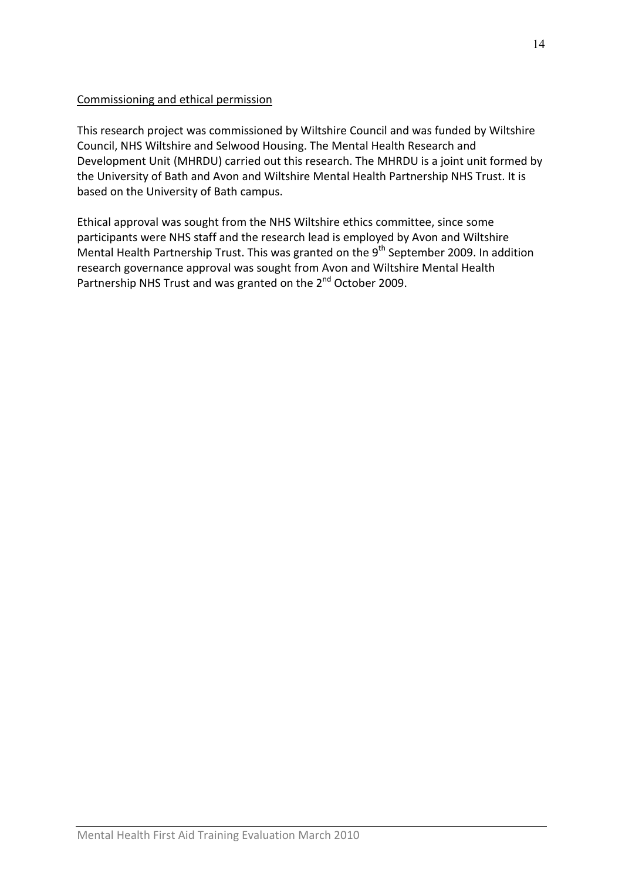Commissioning and ethical permission

This research project was commissioned by Wiltshire Council and was funded by Wiltshire Council, NHS Wiltshire and Selwood Housing. The Mental Health Research and Development Unit (MHRDU) carried out this research. The MHRDU is a joint unit formed by the University of Bath and Avon and Wiltshire Mental Health Partnership NHS Trust. It is based on the University of Bath campus.

Ethical approval was sought from the NHS Wiltshire ethics committee, since some participants were NHS staff and the research lead is employed by Avon and Wiltshire Mental Health Partnership Trust. This was granted on the 9th September 2009. In addition research governance approval was sought from Avon and Wiltshire Mental Health Partnership NHS Trust and was granted on the 2nd October 2009.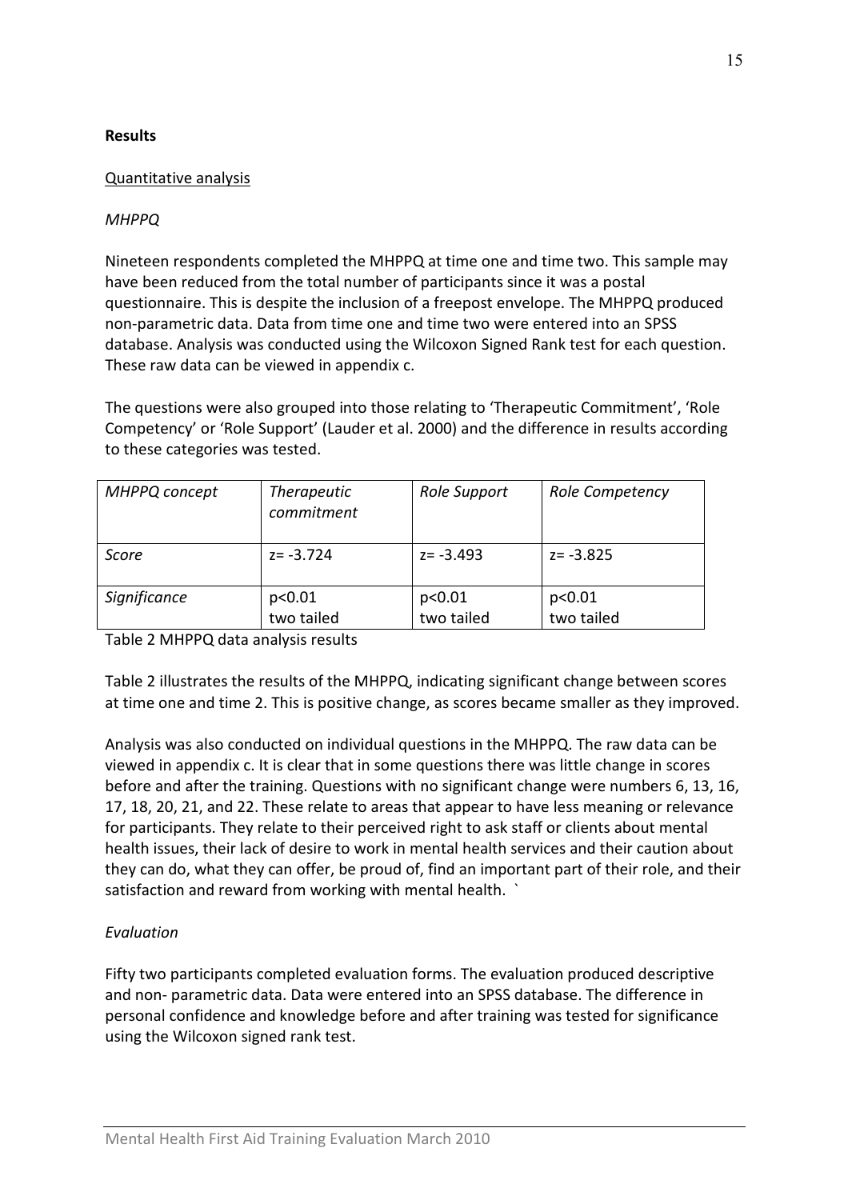**Results**

Quantitative analysis

*MHPPQ*

Nineteen respondents completed the MHPPQ at time one and time two. This sample may have been reduced from the total number of participants since it was a postal questionnaire. This is despite the inclusion of a freepost envelope. The MHPPQ produced non-parametric data. Data from time one and time two were entered into an SPSS database. Analysis was conducted using the Wilcoxon Signed Rank test for each question. These raw data can be viewed in appendix c.

The questions were also grouped into those relating to 'Therapeutic Commitment', 'Role Competency' or 'Role Support' (Lauder et al. 2000) and the difference in results according to these categories was tested.

| *MHPPQ concept* | *Therapeutic commitment* | *Role Support* | *Role Competency* |
|---|---|---|---|
| *Score* | $z = -3.724$ | $z = -3.493$ | $z = -3.825$ |
| *Significance* | $p<0.01$ two tailed | $p<0.01$ two tailed | $p<0.01$ two tailed |

Table 2 MHPPQ data analysis results

Table 2 illustrates the results of the MHPPQ, indicating significant change between scores at time one and time 2. This is positive change, as scores became smaller as they improved.

Analysis was also conducted on individual questions in the MHPPQ. The raw data can be viewed in appendix c. It is clear that in some questions there was little change in scores before and after the training. Questions with no significant change were numbers 6, 13, 16, 17, 18, 20, 21, and 22. These relate to areas that appear to have less meaning or relevance for participants. They relate to their perceived right to ask staff or clients about mental health issues, their lack of desire to work in mental health services and their caution about they can do, what they can offer, be proud of, find an important part of their role, and their satisfaction and reward from working with mental health. `

*Evaluation*

Fifty two participants completed evaluation forms. The evaluation produced descriptive and non- parametric data. Data were entered into an SPSS database. The difference in personal confidence and knowledge before and after training was tested for significance using the Wilcoxon signed rank test.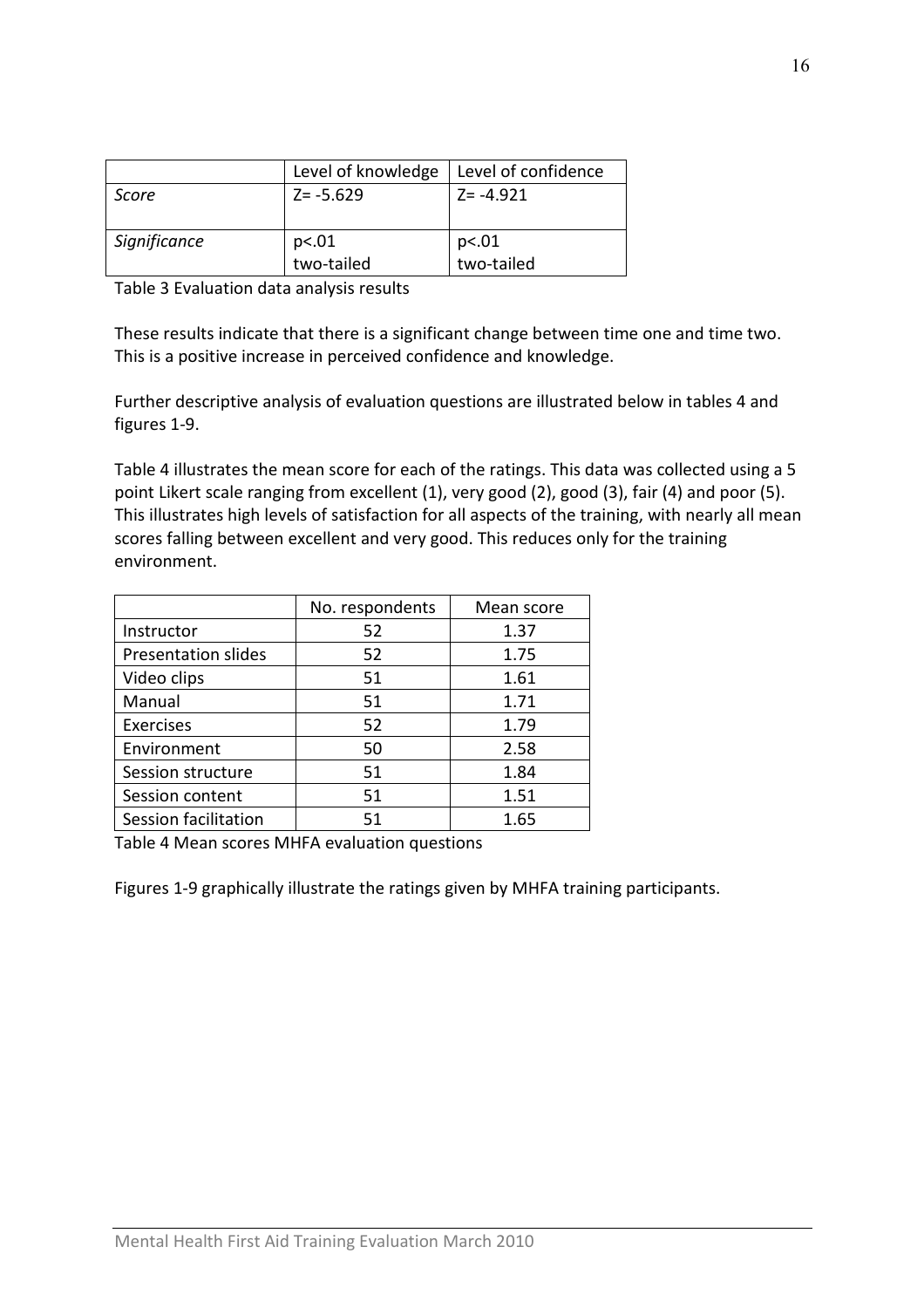| | Level of knowledge | Level of confidence |
|---|---|---|
| *Score* | Z= -5.629 | Z= -4.921 |
| *Significance* | $p<.01$ two-tailed | $p<.01$ two-tailed |

Table 3 Evaluation data analysis results

These results indicate that there is a significant change between time one and time two. This is a positive increase in perceived confidence and knowledge.

Further descriptive analysis of evaluation questions are illustrated below in tables 4 and figures 1-9.

Table 4 illustrates the mean score for each of the ratings. This data was collected using a 5 point Likert scale ranging from excellent (1), very good (2), good (3), fair (4) and poor (5). This illustrates high levels of satisfaction for all aspects of the training, with nearly all mean scores falling between excellent and very good. This reduces only for the training environment.

| | No. respondents | Mean score |
|---|---|---|
| Instructor | 52 | 1.37 |
| Presentation slides | 52 | 1.75 |
| Video clips | 51 | 1.61 |
| Manual | 51 | 1.71 |
| Exercises | 52 | 1.79 |
| Environment | 50 | 2.58 |
| Session structure | 51 | 1.84 |
| Session content | 51 | 1.51 |
| Session facilitation | 51 | 1.65 |

Table 4 Mean scores MHFA evaluation questions

Figures 1-9 graphically illustrate the ratings given by MHFA training participants.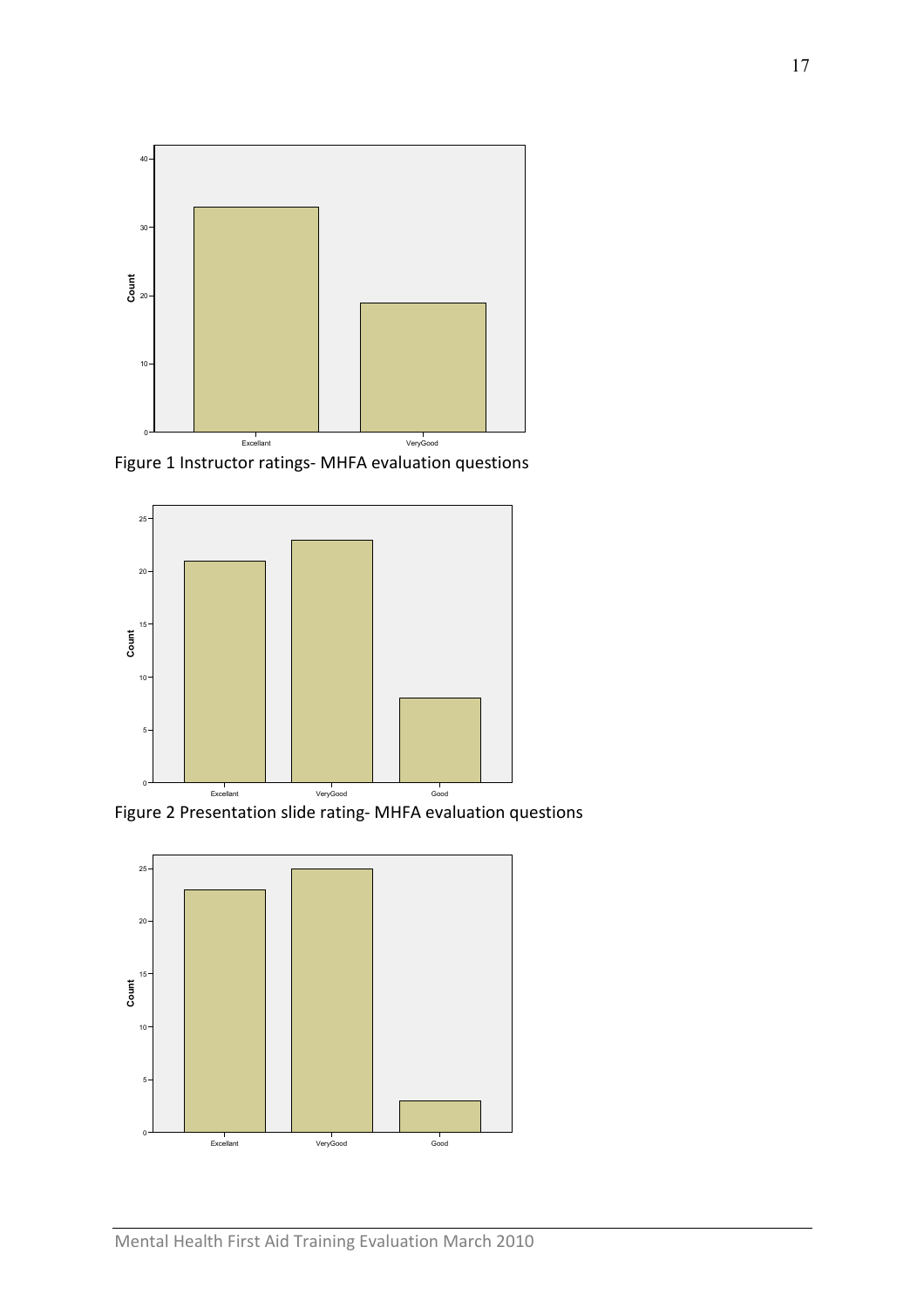Figure 1 Instructor ratings- MHFA evaluation questions

Figure 2 Presentation slide rating- MHFA evaluation questions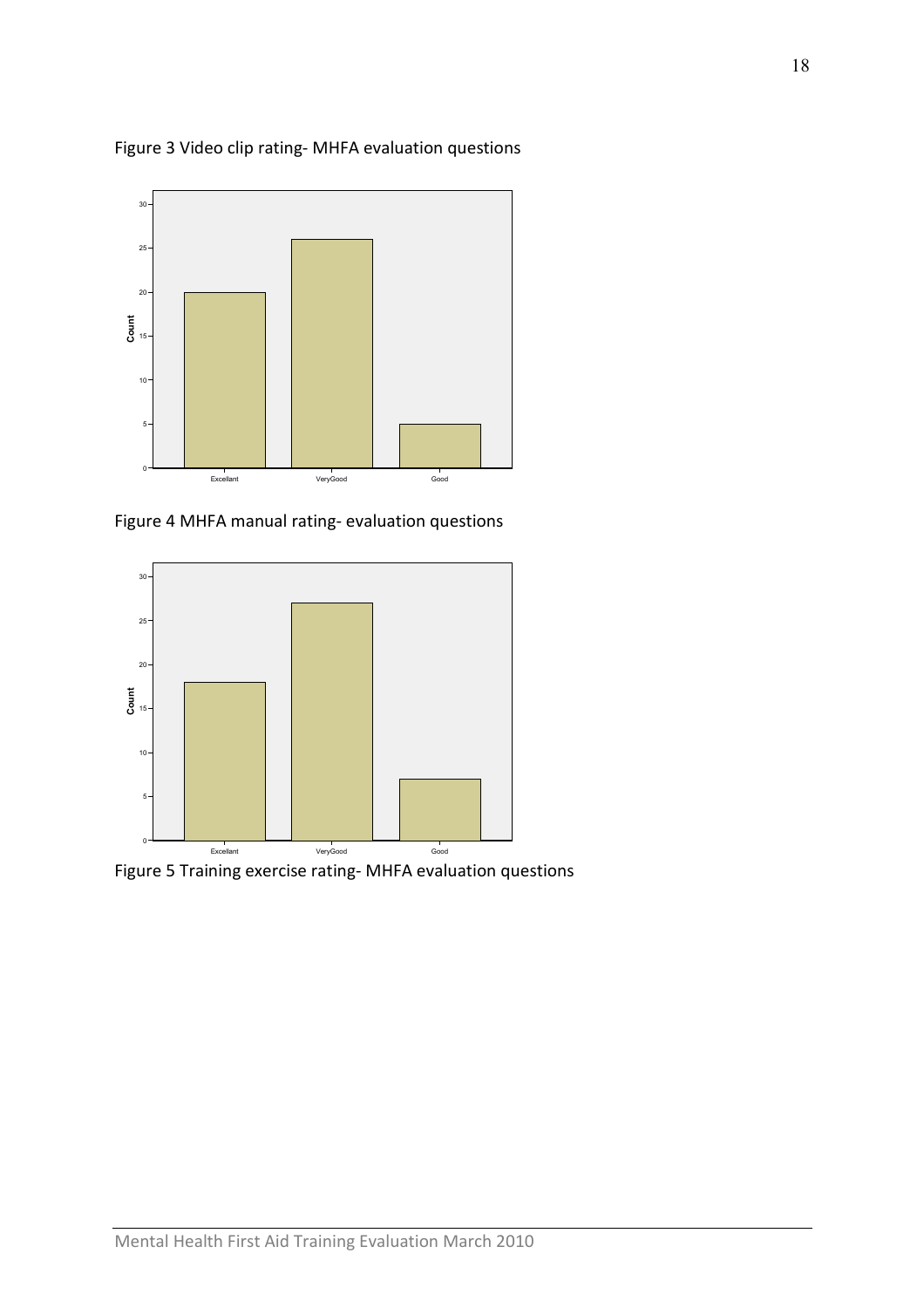Figure 3 Video clip rating- MHFA evaluation questions

Figure 4 MHFA manual rating- evaluation questions

Figure 5 Training exercise rating- MHFA evaluation questions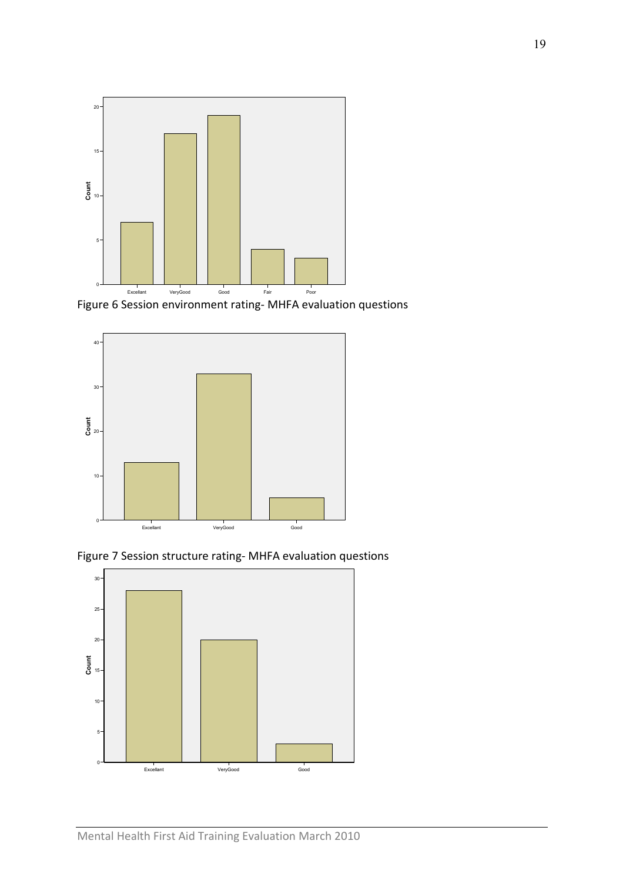Figure 6 Session environment rating- MHFA evaluation questions

Figure 7 Session structure rating- MHFA evaluation questions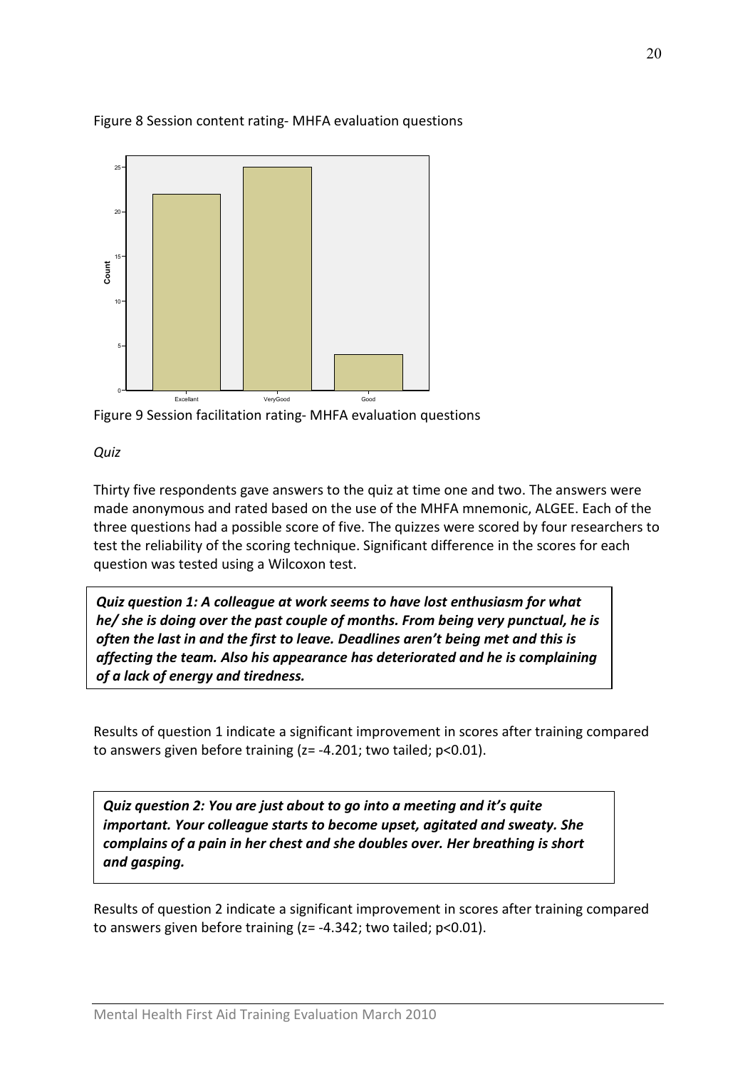Figure 8 Session content rating- MHFA evaluation questions

Figure 9 Session facilitation rating- MHFA evaluation questions

*Quiz*

Thirty five respondents gave answers to the quiz at time one and two. The answers were made anonymous and rated based on the use of the MHFA mnemonic, ALGEE. Each of the three questions had a possible score of five. The quizzes were scored by four researchers to test the reliability of the scoring technique. Significant difference in the scores for each question was tested using a Wilcoxon test.

> ***Quiz question 1: A colleague at work seems to have lost enthusiasm for what he/ she is doing over the past couple of months. From being very punctual, he is often the last in and the first to leave. Deadlines aren't being met and this is affecting the team. Also his appearance has deteriorated and he is complaining of a lack of energy and tiredness.***

Results of question 1 indicate a significant improvement in scores after training compared to answers given before training ($z= -4.201$; two tailed; $p<0.01$).

> ***Quiz question 2: You are just about to go into a meeting and it's quite important. Your colleague starts to become upset, agitated and sweaty. She complains of a pain in her chest and she doubles over. Her breathing is short and gasping.***

Results of question 2 indicate a significant improvement in scores after training compared to answers given before training ($z= -4.342$; two tailed; $p<0.01$).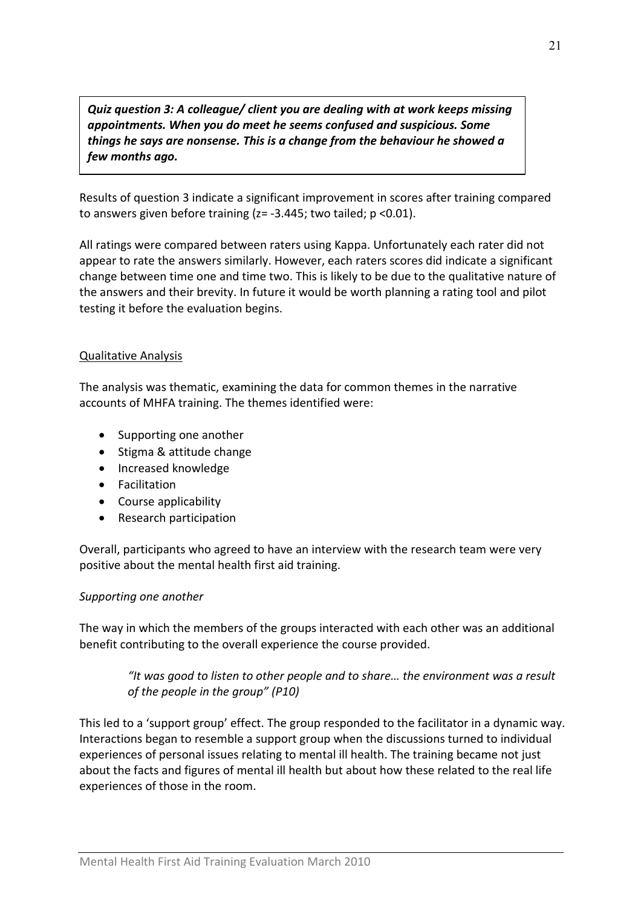***Quiz question 3: A colleague/ client you are dealing with at work keeps missing appointments. When you do meet he seems confused and suspicious. Some things he says are nonsense. This is a change from the behaviour he showed a few months ago.***

Results of question 3 indicate a significant improvement in scores after training compared to answers given before training ($z = -3.445$; two tailed; $p < 0.01$).

All ratings were compared between raters using Kappa. Unfortunately each rater did not appear to rate the answers similarly. However, each raters scores did indicate a significant change between time one and time two. This is likely to be due to the qualitative nature of the answers and their brevity. In future it would be worth planning a rating tool and pilot testing it before the evaluation begins.

Qualitative Analysis

The analysis was thematic, examining the data for common themes in the narrative accounts of MHFA training. The themes identified were:

- Supporting one another
- Stigma & attitude change
- Increased knowledge
- Facilitation
- Course applicability
- Research participation

Overall, participants who agreed to have an interview with the research team were very positive about the mental health first aid training.

*Supporting one another*

The way in which the members of the groups interacted with each other was an additional benefit contributing to the overall experience the course provided.

> *"It was good to listen to other people and to share… the environment was a result of the people in the group" (P10)*

This led to a 'support group' effect. The group responded to the facilitator in a dynamic way. Interactions began to resemble a support group when the discussions turned to individual experiences of personal issues relating to mental ill health. The training became not just about the facts and figures of mental ill health but about how these related to the real life experiences of those in the room.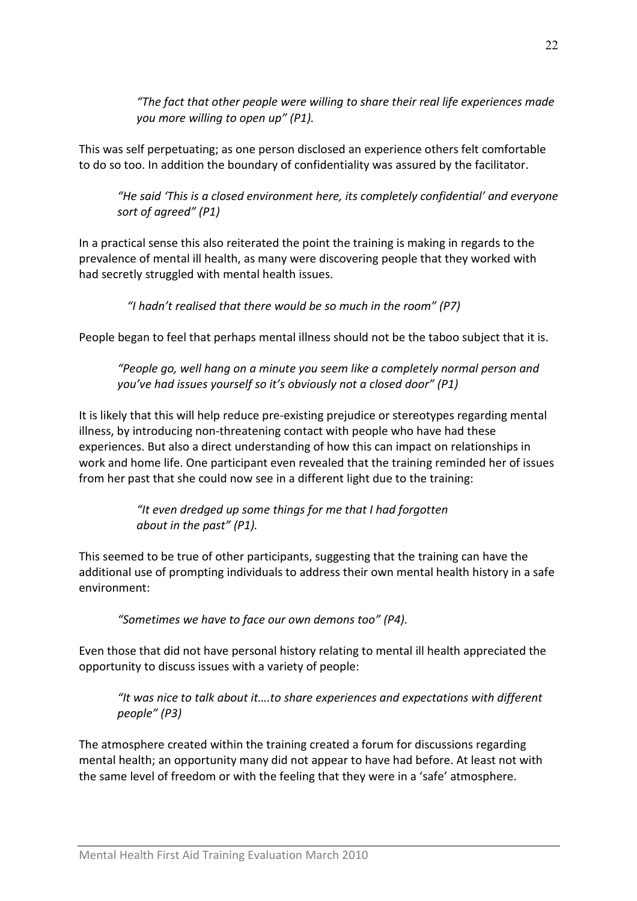*"The fact that other people were willing to share their real life experiences made you more willing to open up" (P1).*

This was self perpetuating; as one person disclosed an experience others felt comfortable to do so too. In addition the boundary of confidentiality was assured by the facilitator.

*"He said 'This is a closed environment here, its completely confidential' and everyone sort of agreed" (P1)*

In a practical sense this also reiterated the point the training is making in regards to the prevalence of mental ill health, as many were discovering people that they worked with had secretly struggled with mental health issues.

*"I hadn't realised that there would be so much in the room" (P7)*

People began to feel that perhaps mental illness should not be the taboo subject that it is.

*"People go, well hang on a minute you seem like a completely normal person and you've had issues yourself so it's obviously not a closed door" (P1)*

It is likely that this will help reduce pre-existing prejudice or stereotypes regarding mental illness, by introducing non-threatening contact with people who have had these experiences. But also a direct understanding of how this can impact on relationships in work and home life. One participant even revealed that the training reminded her of issues from her past that she could now see in a different light due to the training:

*"It even dredged up some things for me that I had forgotten about in the past" (P1).*

This seemed to be true of other participants, suggesting that the training can have the additional use of prompting individuals to address their own mental health history in a safe environment:

*"Sometimes we have to face our own demons too" (P4).*

Even those that did not have personal history relating to mental ill health appreciated the opportunity to discuss issues with a variety of people:

*"It was nice to talk about it….to share experiences and expectations with different people" (P3)*

The atmosphere created within the training created a forum for discussions regarding mental health; an opportunity many did not appear to have had before. At least not with the same level of freedom or with the feeling that they were in a 'safe' atmosphere.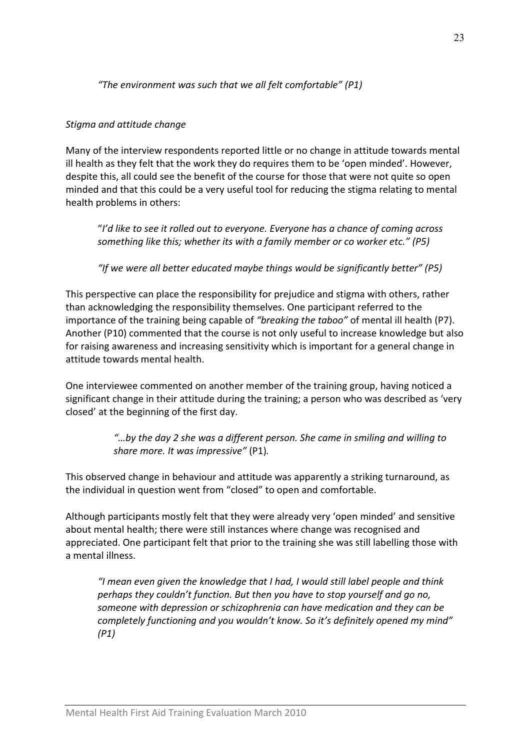*"The environment was such that we all felt comfortable" (P1)*

*Stigma and attitude change*

Many of the interview respondents reported little or no change in attitude towards mental ill health as they felt that the work they do requires them to be 'open minded'. However, despite this, all could see the benefit of the course for those that were not quite so open minded and that this could be a very useful tool for reducing the stigma relating to mental health problems in others:

> "*I'd like to see it rolled out to everyone. Everyone has a chance of coming across something like this; whether its with a family member or co worker etc." (P5)*
>
> *"If we were all better educated maybe things would be significantly better" (P5)*

This perspective can place the responsibility for prejudice and stigma with others, rather than acknowledging the responsibility themselves. One participant referred to the importance of the training being capable of *"breaking the taboo"* of mental ill health (P7). Another (P10) commented that the course is not only useful to increase knowledge but also for raising awareness and increasing sensitivity which is important for a general change in attitude towards mental health.

One interviewee commented on another member of the training group, having noticed a significant change in their attitude during the training; a person who was described as 'very closed' at the beginning of the first day.

> *"…by the day 2 she was a different person. She came in smiling and willing to share more. It was impressive"* (P1).

This observed change in behaviour and attitude was apparently a striking turnaround, as the individual in question went from "closed" to open and comfortable.

Although participants mostly felt that they were already very 'open minded' and sensitive about mental health; there were still instances where change was recognised and appreciated. One participant felt that prior to the training she was still labelling those with a mental illness.

> *"I mean even given the knowledge that I had, I would still label people and think perhaps they couldn't function. But then you have to stop yourself and go no, someone with depression or schizophrenia can have medication and they can be completely functioning and you wouldn't know. So it's definitely opened my mind" (P1)*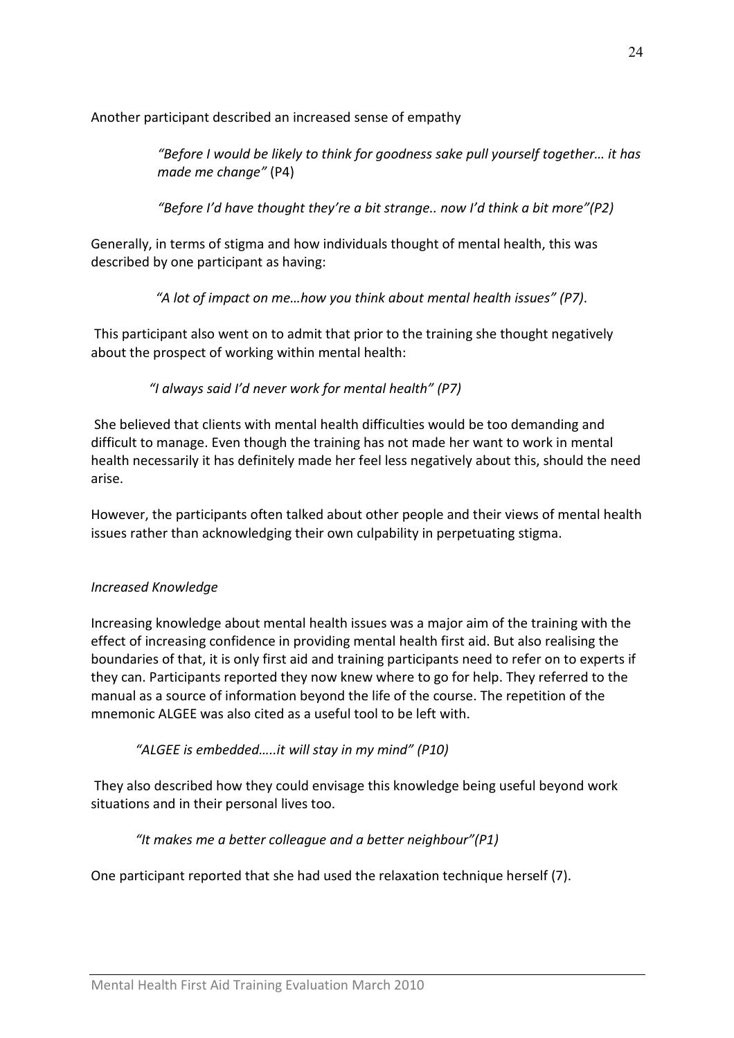Another participant described an increased sense of empathy

> *"Before I would be likely to think for goodness sake pull yourself together… it has made me change"* (P4)

> *"Before I'd have thought they're a bit strange.. now I'd think a bit more"(P2)*

Generally, in terms of stigma and how individuals thought of mental health, this was described by one participant as having:

> *"A lot of impact on me…how you think about mental health issues" (P7).*

This participant also went on to admit that prior to the training she thought negatively about the prospect of working within mental health:

> *"I always said I'd never work for mental health" (P7)*

She believed that clients with mental health difficulties would be too demanding and difficult to manage. Even though the training has not made her want to work in mental health necessarily it has definitely made her feel less negatively about this, should the need arise.

However, the participants often talked about other people and their views of mental health issues rather than acknowledging their own culpability in perpetuating stigma.

*Increased Knowledge*

Increasing knowledge about mental health issues was a major aim of the training with the effect of increasing confidence in providing mental health first aid. But also realising the boundaries of that, it is only first aid and training participants need to refer on to experts if they can. Participants reported they now knew where to go for help. They referred to the manual as a source of information beyond the life of the course. The repetition of the mnemonic ALGEE was also cited as a useful tool to be left with.

> *"ALGEE is embedded…..it will stay in my mind" (P10)*

They also described how they could envisage this knowledge being useful beyond work situations and in their personal lives too.

> *"It makes me a better colleague and a better neighbour"(P1)*

One participant reported that she had used the relaxation technique herself (7).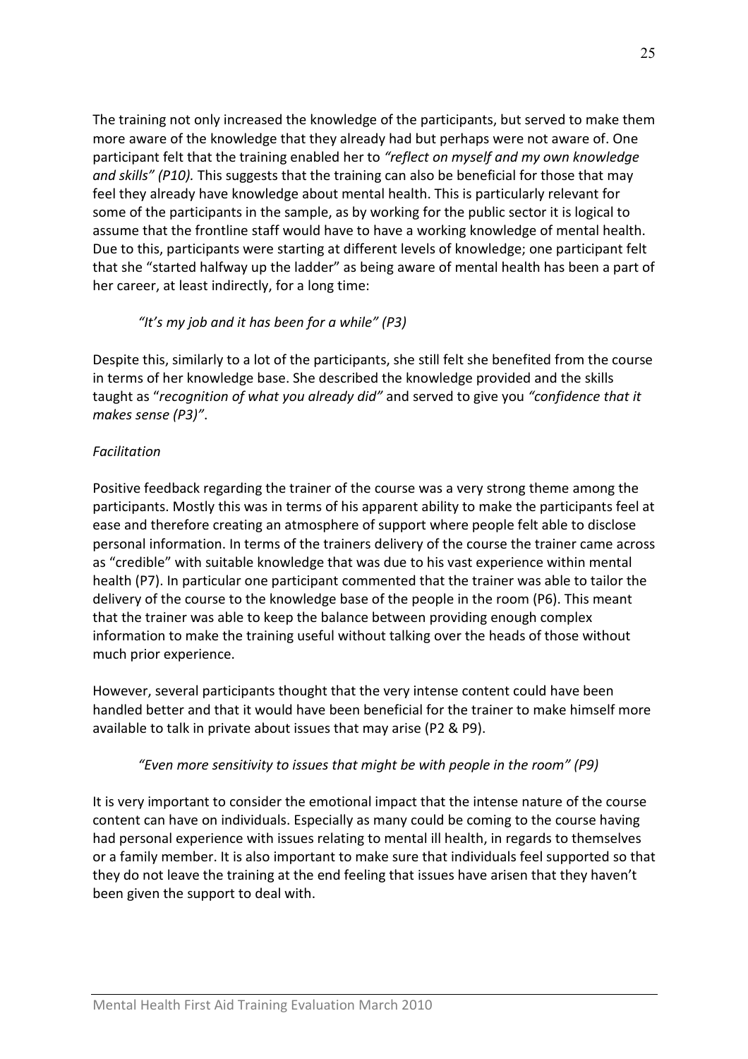The training not only increased the knowledge of the participants, but served to make them more aware of the knowledge that they already had but perhaps were not aware of. One participant felt that the training enabled her to *"reflect on myself and my own knowledge and skills" (P10).* This suggests that the training can also be beneficial for those that may feel they already have knowledge about mental health. This is particularly relevant for some of the participants in the sample, as by working for the public sector it is logical to assume that the frontline staff would have to have a working knowledge of mental health. Due to this, participants were starting at different levels of knowledge; one participant felt that she "started halfway up the ladder" as being aware of mental health has been a part of her career, at least indirectly, for a long time:

> *"It's my job and it has been for a while" (P3)*

Despite this, similarly to a lot of the participants, she still felt she benefited from the course in terms of her knowledge base. She described the knowledge provided and the skills taught as "*recognition of what you already did"* and served to give you *"confidence that it makes sense (P3)"*.

*Facilitation*

Positive feedback regarding the trainer of the course was a very strong theme among the participants. Mostly this was in terms of his apparent ability to make the participants feel at ease and therefore creating an atmosphere of support where people felt able to disclose personal information. In terms of the trainers delivery of the course the trainer came across as "credible" with suitable knowledge that was due to his vast experience within mental health (P7). In particular one participant commented that the trainer was able to tailor the delivery of the course to the knowledge base of the people in the room (P6). This meant that the trainer was able to keep the balance between providing enough complex information to make the training useful without talking over the heads of those without much prior experience.

However, several participants thought that the very intense content could have been handled better and that it would have been beneficial for the trainer to make himself more available to talk in private about issues that may arise (P2 & P9).

> *"Even more sensitivity to issues that might be with people in the room" (P9)*

It is very important to consider the emotional impact that the intense nature of the course content can have on individuals. Especially as many could be coming to the course having had personal experience with issues relating to mental ill health, in regards to themselves or a family member. It is also important to make sure that individuals feel supported so that they do not leave the training at the end feeling that issues have arisen that they haven't been given the support to deal with.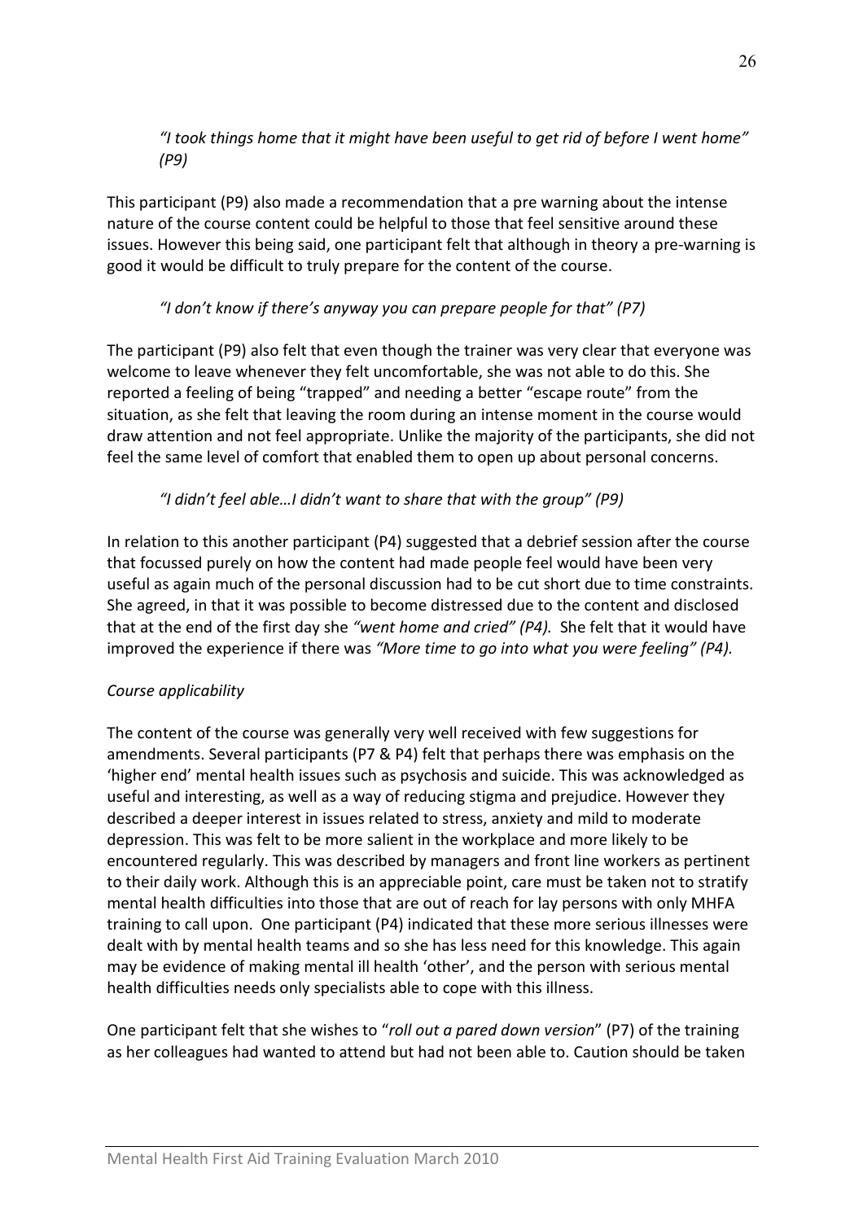*"I took things home that it might have been useful to get rid of before I went home" (P9)*

This participant (P9) also made a recommendation that a pre warning about the intense nature of the course content could be helpful to those that feel sensitive around these issues. However this being said, one participant felt that although in theory a pre-warning is good it would be difficult to truly prepare for the content of the course.

*"I don't know if there's anyway you can prepare people for that" (P7)*

The participant (P9) also felt that even though the trainer was very clear that everyone was welcome to leave whenever they felt uncomfortable, she was not able to do this. She reported a feeling of being "trapped" and needing a better "escape route" from the situation, as she felt that leaving the room during an intense moment in the course would draw attention and not feel appropriate. Unlike the majority of the participants, she did not feel the same level of comfort that enabled them to open up about personal concerns.

*"I didn't feel able…I didn't want to share that with the group" (P9)*

In relation to this another participant (P4) suggested that a debrief session after the course that focussed purely on how the content had made people feel would have been very useful as again much of the personal discussion had to be cut short due to time constraints. She agreed, in that it was possible to become distressed due to the content and disclosed that at the end of the first day she *"went home and cried" (P4).* She felt that it would have improved the experience if there was *"More time to go into what you were feeling" (P4).*

*Course applicability*

The content of the course was generally very well received with few suggestions for amendments. Several participants (P7 & P4) felt that perhaps there was emphasis on the 'higher end' mental health issues such as psychosis and suicide. This was acknowledged as useful and interesting, as well as a way of reducing stigma and prejudice. However they described a deeper interest in issues related to stress, anxiety and mild to moderate depression. This was felt to be more salient in the workplace and more likely to be encountered regularly. This was described by managers and front line workers as pertinent to their daily work. Although this is an appreciable point, care must be taken not to stratify mental health difficulties into those that are out of reach for lay persons with only MHFA training to call upon. One participant (P4) indicated that these more serious illnesses were dealt with by mental health teams and so she has less need for this knowledge. This again may be evidence of making mental ill health 'other', and the person with serious mental health difficulties needs only specialists able to cope with this illness.

One participant felt that she wishes to "*roll out a pared down version*" (P7) of the training as her colleagues had wanted to attend but had not been able to. Caution should be taken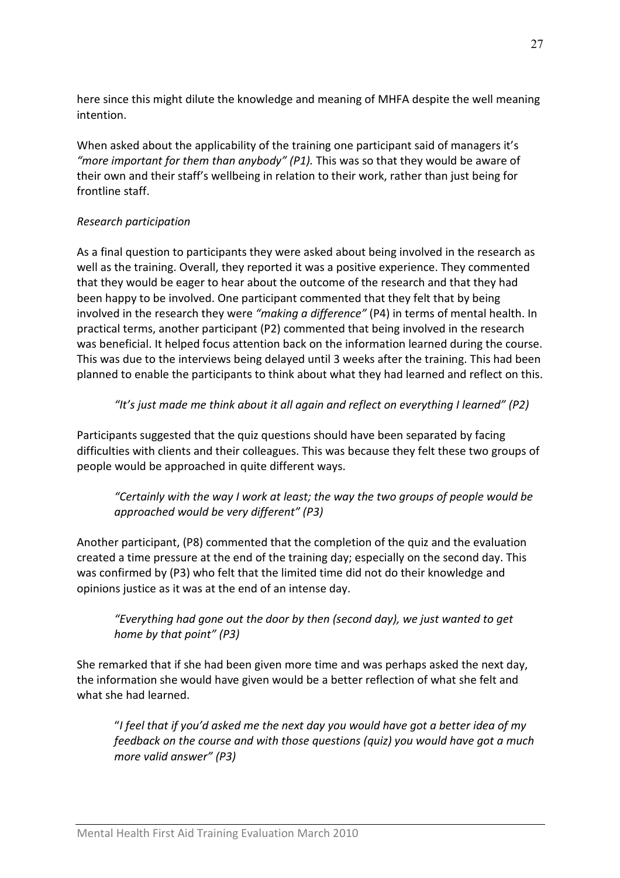here since this might dilute the knowledge and meaning of MHFA despite the well meaning intention.

When asked about the applicability of the training one participant said of managers it's *"more important for them than anybody" (P1).* This was so that they would be aware of their own and their staff's wellbeing in relation to their work, rather than just being for frontline staff.

*Research participation*

As a final question to participants they were asked about being involved in the research as well as the training. Overall, they reported it was a positive experience. They commented that they would be eager to hear about the outcome of the research and that they had been happy to be involved. One participant commented that they felt that by being involved in the research they were *"making a difference"* (P4) in terms of mental health. In practical terms, another participant (P2) commented that being involved in the research was beneficial. It helped focus attention back on the information learned during the course. This was due to the interviews being delayed until 3 weeks after the training. This had been planned to enable the participants to think about what they had learned and reflect on this.

> *"It's just made me think about it all again and reflect on everything I learned" (P2)*

Participants suggested that the quiz questions should have been separated by facing difficulties with clients and their colleagues. This was because they felt these two groups of people would be approached in quite different ways.

> *"Certainly with the way I work at least; the way the two groups of people would be approached would be very different" (P3)*

Another participant, (P8) commented that the completion of the quiz and the evaluation created a time pressure at the end of the training day; especially on the second day. This was confirmed by (P3) who felt that the limited time did not do their knowledge and opinions justice as it was at the end of an intense day.

> *"Everything had gone out the door by then (second day), we just wanted to get home by that point" (P3)*

She remarked that if she had been given more time and was perhaps asked the next day, the information she would have given would be a better reflection of what she felt and what she had learned.

> "*I feel that if you'd asked me the next day you would have got a better idea of my feedback on the course and with those questions (quiz) you would have got a much more valid answer" (P3)*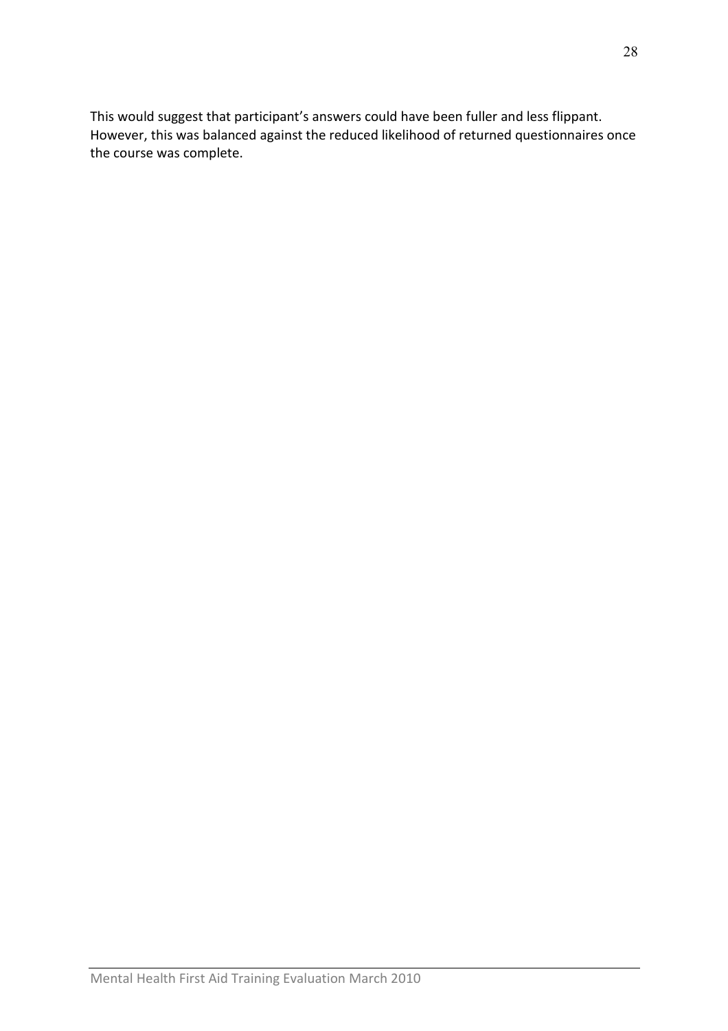This would suggest that participant's answers could have been fuller and less flippant. However, this was balanced against the reduced likelihood of returned questionnaires once the course was complete.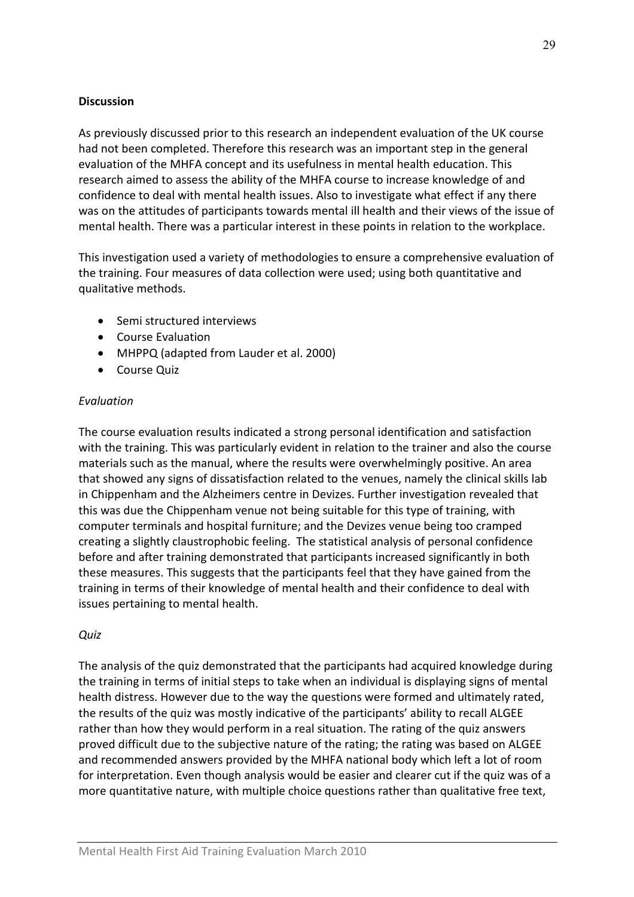**Discussion**

As previously discussed prior to this research an independent evaluation of the UK course had not been completed. Therefore this research was an important step in the general evaluation of the MHFA concept and its usefulness in mental health education. This research aimed to assess the ability of the MHFA course to increase knowledge of and confidence to deal with mental health issues. Also to investigate what effect if any there was on the attitudes of participants towards mental ill health and their views of the issue of mental health. There was a particular interest in these points in relation to the workplace.

This investigation used a variety of methodologies to ensure a comprehensive evaluation of the training. Four measures of data collection were used; using both quantitative and qualitative methods.

- Semi structured interviews
- Course Evaluation
- MHPPQ (adapted from Lauder et al. 2000)
- Course Quiz

*Evaluation*

The course evaluation results indicated a strong personal identification and satisfaction with the training. This was particularly evident in relation to the trainer and also the course materials such as the manual, where the results were overwhelmingly positive. An area that showed any signs of dissatisfaction related to the venues, namely the clinical skills lab in Chippenham and the Alzheimers centre in Devizes. Further investigation revealed that this was due the Chippenham venue not being suitable for this type of training, with computer terminals and hospital furniture; and the Devizes venue being too cramped creating a slightly claustrophobic feeling. The statistical analysis of personal confidence before and after training demonstrated that participants increased significantly in both these measures. This suggests that the participants feel that they have gained from the training in terms of their knowledge of mental health and their confidence to deal with issues pertaining to mental health.

*Quiz*

The analysis of the quiz demonstrated that the participants had acquired knowledge during the training in terms of initial steps to take when an individual is displaying signs of mental health distress. However due to the way the questions were formed and ultimately rated, the results of the quiz was mostly indicative of the participants' ability to recall ALGEE rather than how they would perform in a real situation. The rating of the quiz answers proved difficult due to the subjective nature of the rating; the rating was based on ALGEE and recommended answers provided by the MHFA national body which left a lot of room for interpretation. Even though analysis would be easier and clearer cut if the quiz was of a more quantitative nature, with multiple choice questions rather than qualitative free text,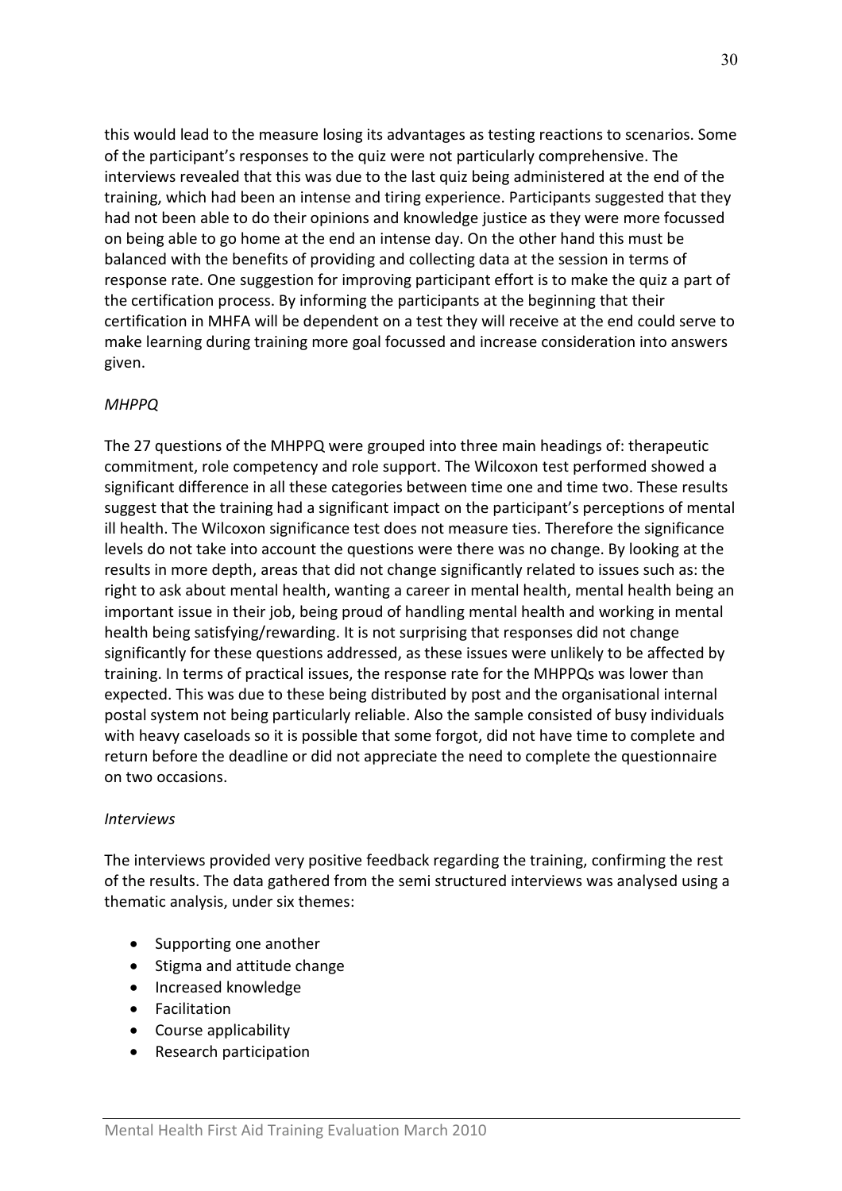this would lead to the measure losing its advantages as testing reactions to scenarios. Some of the participant's responses to the quiz were not particularly comprehensive. The interviews revealed that this was due to the last quiz being administered at the end of the training, which had been an intense and tiring experience. Participants suggested that they had not been able to do their opinions and knowledge justice as they were more focussed on being able to go home at the end an intense day. On the other hand this must be balanced with the benefits of providing and collecting data at the session in terms of response rate. One suggestion for improving participant effort is to make the quiz a part of the certification process. By informing the participants at the beginning that their certification in MHFA will be dependent on a test they will receive at the end could serve to make learning during training more goal focussed and increase consideration into answers given.

*MHPPQ*

The 27 questions of the MHPPQ were grouped into three main headings of: therapeutic commitment, role competency and role support. The Wilcoxon test performed showed a significant difference in all these categories between time one and time two. These results suggest that the training had a significant impact on the participant's perceptions of mental ill health. The Wilcoxon significance test does not measure ties. Therefore the significance levels do not take into account the questions were there was no change. By looking at the results in more depth, areas that did not change significantly related to issues such as: the right to ask about mental health, wanting a career in mental health, mental health being an important issue in their job, being proud of handling mental health and working in mental health being satisfying/rewarding. It is not surprising that responses did not change significantly for these questions addressed, as these issues were unlikely to be affected by training. In terms of practical issues, the response rate for the MHPPQs was lower than expected. This was due to these being distributed by post and the organisational internal postal system not being particularly reliable. Also the sample consisted of busy individuals with heavy caseloads so it is possible that some forgot, did not have time to complete and return before the deadline or did not appreciate the need to complete the questionnaire on two occasions.

*Interviews*

The interviews provided very positive feedback regarding the training, confirming the rest of the results. The data gathered from the semi structured interviews was analysed using a thematic analysis, under six themes:

- Supporting one another
- Stigma and attitude change
- Increased knowledge
- Facilitation
- Course applicability
- Research participation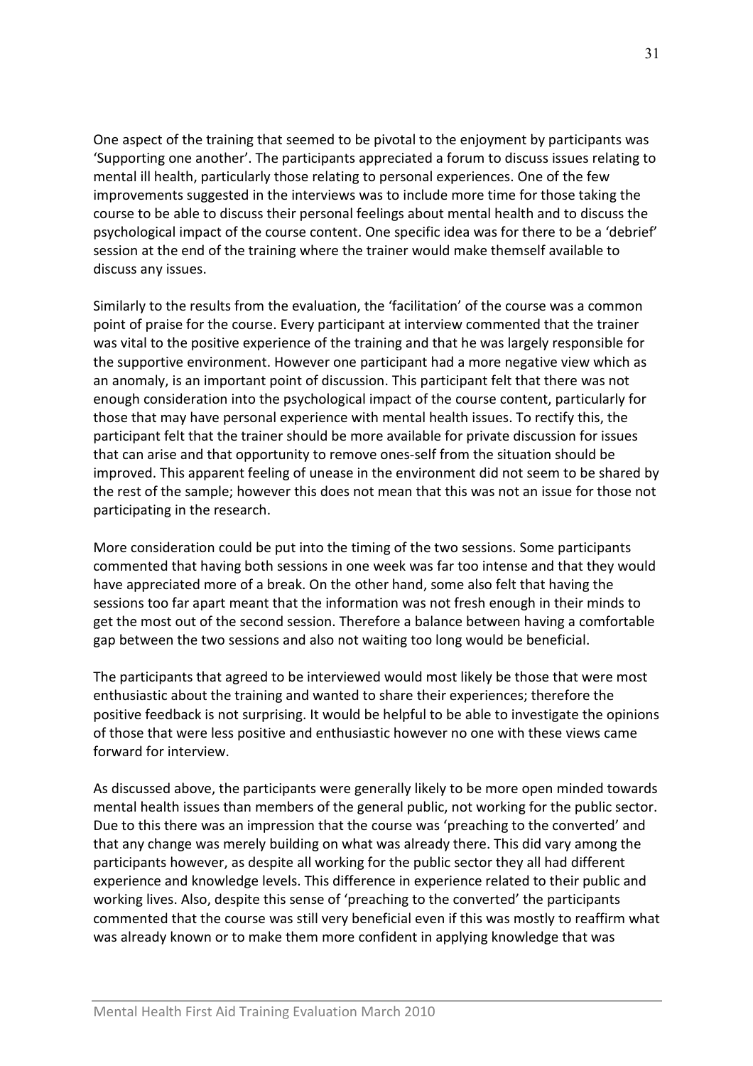One aspect of the training that seemed to be pivotal to the enjoyment by participants was 'Supporting one another'. The participants appreciated a forum to discuss issues relating to mental ill health, particularly those relating to personal experiences. One of the few improvements suggested in the interviews was to include more time for those taking the course to be able to discuss their personal feelings about mental health and to discuss the psychological impact of the course content. One specific idea was for there to be a 'debrief' session at the end of the training where the trainer would make themself available to discuss any issues.

Similarly to the results from the evaluation, the 'facilitation' of the course was a common point of praise for the course. Every participant at interview commented that the trainer was vital to the positive experience of the training and that he was largely responsible for the supportive environment. However one participant had a more negative view which as an anomaly, is an important point of discussion. This participant felt that there was not enough consideration into the psychological impact of the course content, particularly for those that may have personal experience with mental health issues. To rectify this, the participant felt that the trainer should be more available for private discussion for issues that can arise and that opportunity to remove ones-self from the situation should be improved. This apparent feeling of unease in the environment did not seem to be shared by the rest of the sample; however this does not mean that this was not an issue for those not participating in the research.

More consideration could be put into the timing of the two sessions. Some participants commented that having both sessions in one week was far too intense and that they would have appreciated more of a break. On the other hand, some also felt that having the sessions too far apart meant that the information was not fresh enough in their minds to get the most out of the second session. Therefore a balance between having a comfortable gap between the two sessions and also not waiting too long would be beneficial.

The participants that agreed to be interviewed would most likely be those that were most enthusiastic about the training and wanted to share their experiences; therefore the positive feedback is not surprising. It would be helpful to be able to investigate the opinions of those that were less positive and enthusiastic however no one with these views came forward for interview.

As discussed above, the participants were generally likely to be more open minded towards mental health issues than members of the general public, not working for the public sector. Due to this there was an impression that the course was 'preaching to the converted' and that any change was merely building on what was already there. This did vary among the participants however, as despite all working for the public sector they all had different experience and knowledge levels. This difference in experience related to their public and working lives. Also, despite this sense of 'preaching to the converted' the participants commented that the course was still very beneficial even if this was mostly to reaffirm what was already known or to make them more confident in applying knowledge that was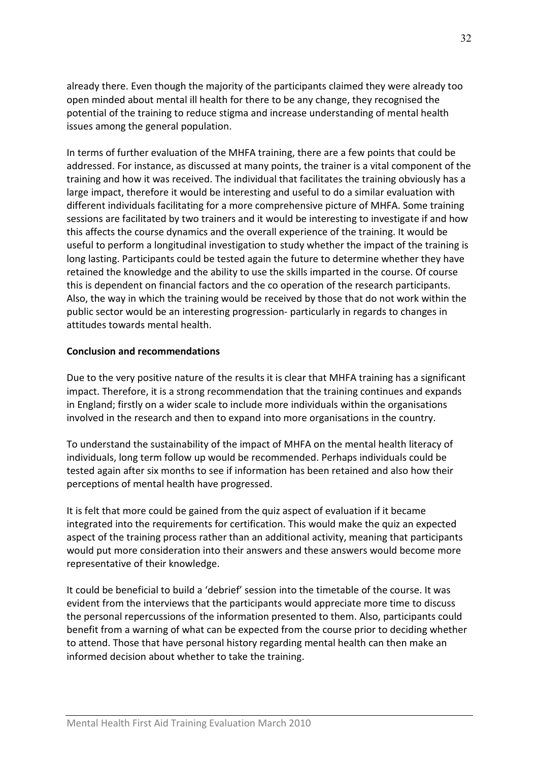already there. Even though the majority of the participants claimed they were already too open minded about mental ill health for there to be any change, they recognised the potential of the training to reduce stigma and increase understanding of mental health issues among the general population.

In terms of further evaluation of the MHFA training, there are a few points that could be addressed. For instance, as discussed at many points, the trainer is a vital component of the training and how it was received. The individual that facilitates the training obviously has a large impact, therefore it would be interesting and useful to do a similar evaluation with different individuals facilitating for a more comprehensive picture of MHFA. Some training sessions are facilitated by two trainers and it would be interesting to investigate if and how this affects the course dynamics and the overall experience of the training. It would be useful to perform a longitudinal investigation to study whether the impact of the training is long lasting. Participants could be tested again the future to determine whether they have retained the knowledge and the ability to use the skills imparted in the course. Of course this is dependent on financial factors and the co operation of the research participants. Also, the way in which the training would be received by those that do not work within the public sector would be an interesting progression- particularly in regards to changes in attitudes towards mental health.

**Conclusion and recommendations**

Due to the very positive nature of the results it is clear that MHFA training has a significant impact. Therefore, it is a strong recommendation that the training continues and expands in England; firstly on a wider scale to include more individuals within the organisations involved in the research and then to expand into more organisations in the country.

To understand the sustainability of the impact of MHFA on the mental health literacy of individuals, long term follow up would be recommended. Perhaps individuals could be tested again after six months to see if information has been retained and also how their perceptions of mental health have progressed.

It is felt that more could be gained from the quiz aspect of evaluation if it became integrated into the requirements for certification. This would make the quiz an expected aspect of the training process rather than an additional activity, meaning that participants would put more consideration into their answers and these answers would become more representative of their knowledge.

It could be beneficial to build a 'debrief' session into the timetable of the course. It was evident from the interviews that the participants would appreciate more time to discuss the personal repercussions of the information presented to them. Also, participants could benefit from a warning of what can be expected from the course prior to deciding whether to attend. Those that have personal history regarding mental health can then make an informed decision about whether to take the training.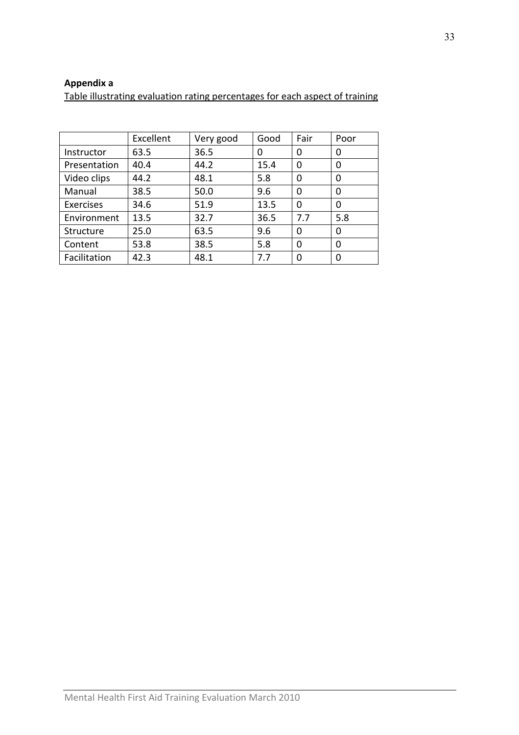**Appendix a**

Table illustrating evaluation rating percentages for each aspect of training

| | Excellent | Very good | Good | Fair | Poor |
|---|---|---|---|---|---|
| Instructor | 63.5 | 36.5 | 0 | 0 | 0 |
| Presentation | 40.4 | 44.2 | 15.4 | 0 | 0 |
| Video clips | 44.2 | 48.1 | 5.8 | 0 | 0 |
| Manual | 38.5 | 50.0 | 9.6 | 0 | 0 |
| Exercises | 34.6 | 51.9 | 13.5 | 0 | 0 |
| Environment | 13.5 | 32.7 | 36.5 | 7.7 | 5.8 |
| Structure | 25.0 | 63.5 | 9.6 | 0 | 0 |
| Content | 53.8 | 38.5 | 5.8 | 0 | 0 |
| Facilitation | 42.3 | 48.1 | 7.7 | 0 | 0 |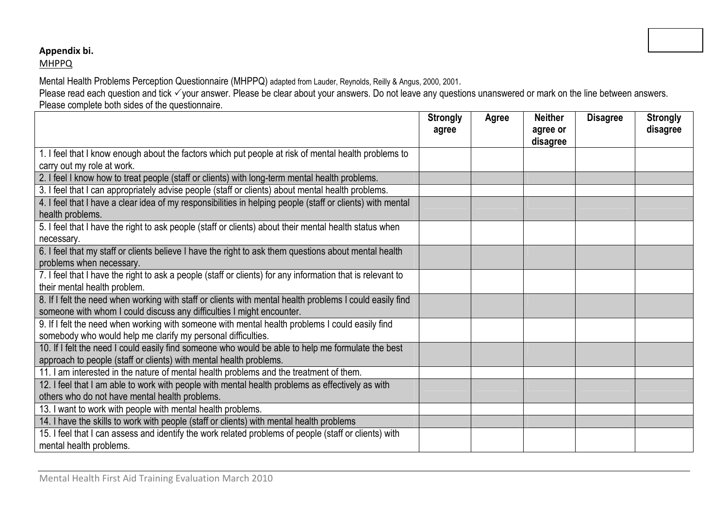**Appendix bi.**

MHPPQ

Mental Health Problems Perception Questionnaire (MHPPQ) adapted from Lauder, Reynolds, Reilly & Angus, 2000, 2001.

Please read each question and tick ✓ your answer. Please be clear about your answers. Do not leave any questions unanswered or mark on the line between answers.

Please complete both sides of the questionnaire.

| | Strongly agree | Agree | Neither agree or disagree | Disagree | Strongly disagree |
|---|---|---|---|---|---|
| 1. I feel that I know enough about the factors which put people at risk of mental health problems to carry out my role at work. | | | | | |
| 2. I feel I know how to treat people (staff or clients) with long-term mental health problems. | | | | | |
| 3. I feel that I can appropriately advise people (staff or clients) about mental health problems. | | | | | |
| 4. I feel that I have a clear idea of my responsibilities in helping people (staff or clients) with mental health problems. | | | | | |
| 5. I feel that I have the right to ask people (staff or clients) about their mental health status when necessary. | | | | | |
| 6. I feel that my staff or clients believe I have the right to ask them questions about mental health problems when necessary. | | | | | |
| 7. I feel that I have the right to ask a people (staff or clients) for any information that is relevant to their mental health problem. | | | | | |
| 8. If I felt the need when working with staff or clients with mental health problems I could easily find someone with whom I could discuss any difficulties I might encounter. | | | | | |
| 9. If I felt the need when working with someone with mental health problems I could easily find somebody who would help me clarify my personal difficulties. | | | | | |
| 10. If I felt the need I could easily find someone who would be able to help me formulate the best approach to people (staff or clients) with mental health problems. | | | | | |
| 11. I am interested in the nature of mental health problems and the treatment of them. | | | | | |
| 12. I feel that I am able to work with people with mental health problems as effectively as with others who do not have mental health problems. | | | | | |
| 13. I want to work with people with mental health problems. | | | | | |
| 14. I have the skills to work with people (staff or clients) with mental health problems | | | | | |
| 15. I feel that I can assess and identify the work related problems of people (staff or clients) with mental health problems. | | | | | |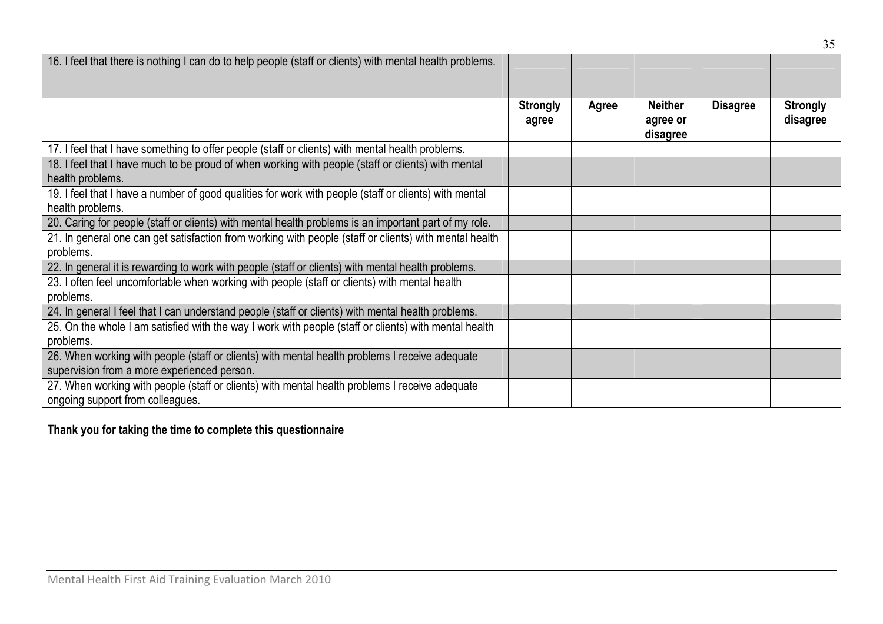| 16. I feel that there is nothing I can do to help people (staff or clients) with mental health problems. | | | | | |
|---|---|---|---|---|---|
| | **Strongly agree** | **Agree** | **Neither agree or disagree** | **Disagree** | **Strongly disagree** |
| 17. I feel that I have something to offer people (staff or clients) with mental health problems. | | | | | |
| 18. I feel that I have much to be proud of when working with people (staff or clients) with mental health problems. | | | | | |
| 19. I feel that I have a number of good qualities for work with people (staff or clients) with mental health problems. | | | | | |
| 20. Caring for people (staff or clients) with mental health problems is an important part of my role. | | | | | |
| 21. In general one can get satisfaction from working with people (staff or clients) with mental health problems. | | | | | |
| 22. In general it is rewarding to work with people (staff or clients) with mental health problems. | | | | | |
| 23. I often feel uncomfortable when working with people (staff or clients) with mental health problems. | | | | | |
| 24. In general I feel that I can understand people (staff or clients) with mental health problems. | | | | | |
| 25. On the whole I am satisfied with the way I work with people (staff or clients) with mental health problems. | | | | | |
| 26. When working with people (staff or clients) with mental health problems I receive adequate supervision from a more experienced person. | | | | | |
| 27. When working with people (staff or clients) with mental health problems I receive adequate ongoing support from colleagues. | | | | | |

**Thank you for taking the time to complete this questionnaire**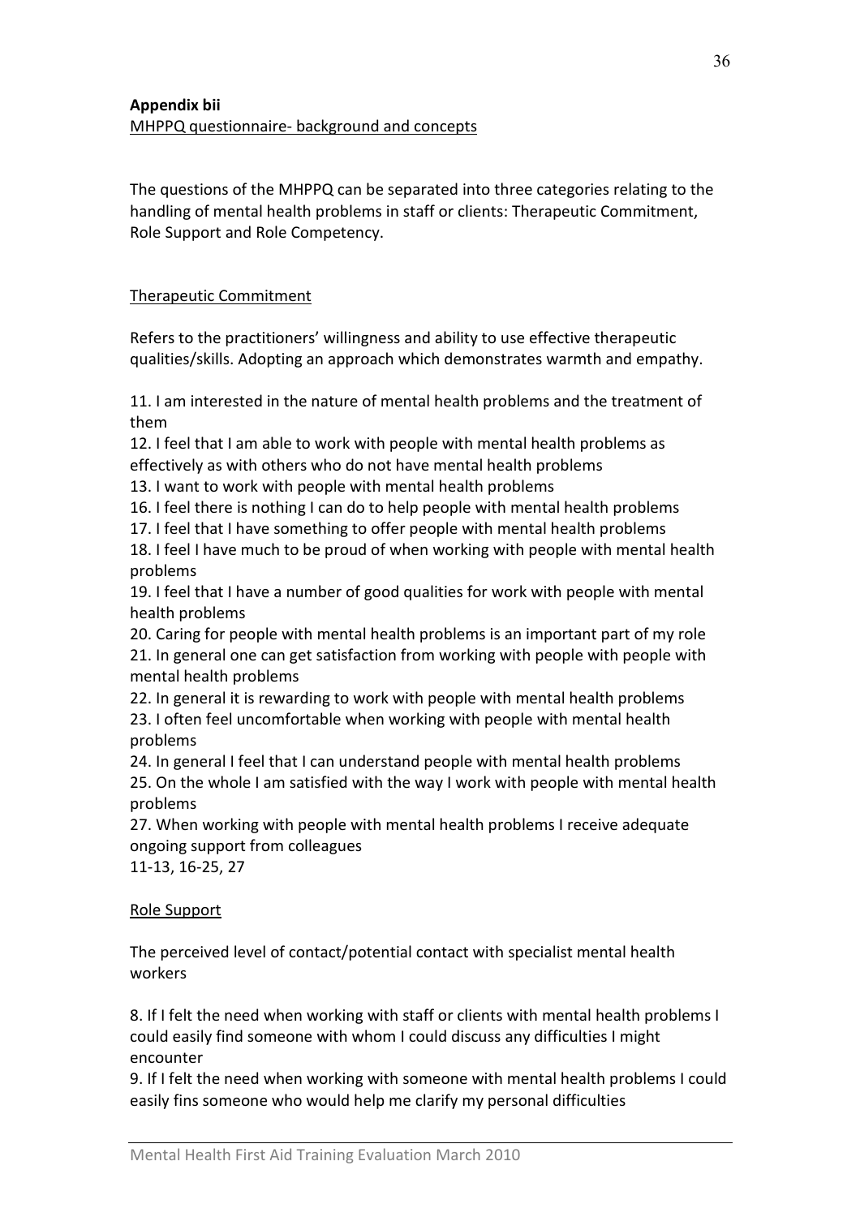**Appendix bii**

MHPPQ questionnaire- background and concepts

The questions of the MHPPQ can be separated into three categories relating to the handling of mental health problems in staff or clients: Therapeutic Commitment, Role Support and Role Competency.

Therapeutic Commitment

Refers to the practitioners' willingness and ability to use effective therapeutic qualities/skills. Adopting an approach which demonstrates warmth and empathy.

11. I am interested in the nature of mental health problems and the treatment of them
12. I feel that I am able to work with people with mental health problems as effectively as with others who do not have mental health problems
13. I want to work with people with mental health problems
16. I feel there is nothing I can do to help people with mental health problems
17. I feel that I have something to offer people with mental health problems
18. I feel I have much to be proud of when working with people with mental health problems
19. I feel that I have a number of good qualities for work with people with mental health problems
20. Caring for people with mental health problems is an important part of my role
21. In general one can get satisfaction from working with people with people with mental health problems
22. In general it is rewarding to work with people with mental health problems
23. I often feel uncomfortable when working with people with mental health problems
24. In general I feel that I can understand people with mental health problems
25. On the whole I am satisfied with the way I work with people with mental health problems
27. When working with people with mental health problems I receive adequate ongoing support from colleagues

11-13, 16-25, 27

Role Support

The perceived level of contact/potential contact with specialist mental health workers

8. If I felt the need when working with staff or clients with mental health problems I could easily find someone with whom I could discuss any difficulties I might encounter
9. If I felt the need when working with someone with mental health problems I could easily fins someone who would help me clarify my personal difficulties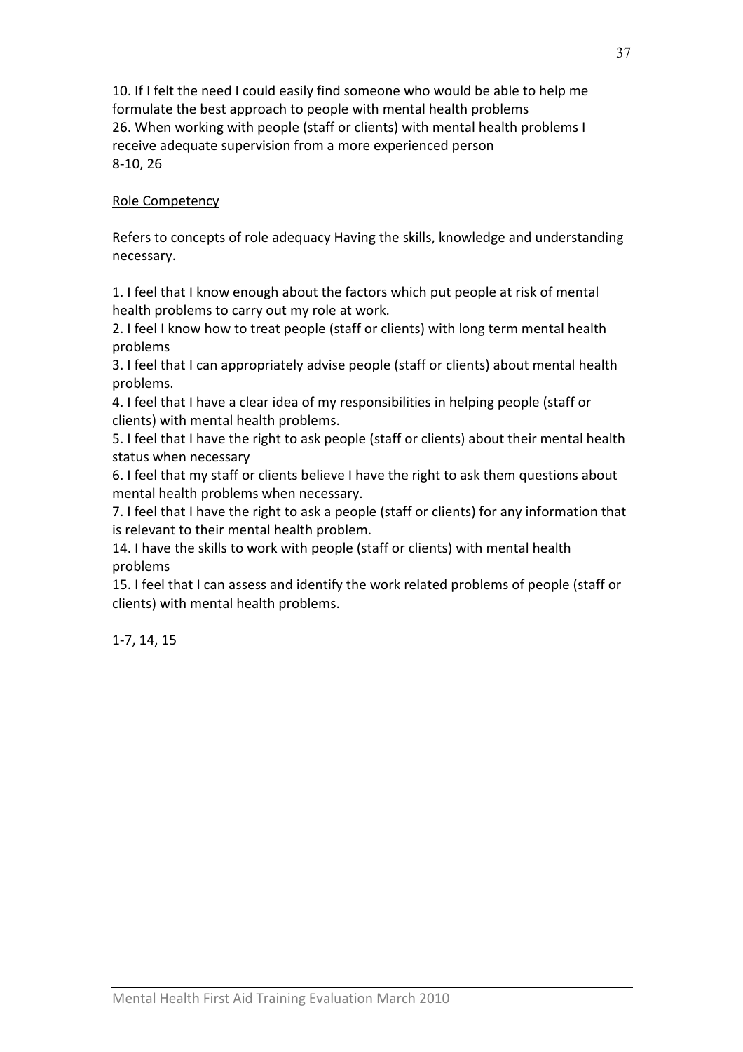10. If I felt the need I could easily find someone who would be able to help me formulate the best approach to people with mental health problems
26. When working with people (staff or clients) with mental health problems I receive adequate supervision from a more experienced person
8-10, 26

<u>Role Competency</u>

Refers to concepts of role adequacy Having the skills, knowledge and understanding necessary.

1. I feel that I know enough about the factors which put people at risk of mental health problems to carry out my role at work.
2. I feel I know how to treat people (staff or clients) with long term mental health problems
3. I feel that I can appropriately advise people (staff or clients) about mental health problems.
4. I feel that I have a clear idea of my responsibilities in helping people (staff or clients) with mental health problems.
5. I feel that I have the right to ask people (staff or clients) about their mental health status when necessary
6. I feel that my staff or clients believe I have the right to ask them questions about mental health problems when necessary.
7. I feel that I have the right to ask a people (staff or clients) for any information that is relevant to their mental health problem.
14. I have the skills to work with people (staff or clients) with mental health problems
15. I feel that I can assess and identify the work related problems of people (staff or clients) with mental health problems.

1-7, 14, 15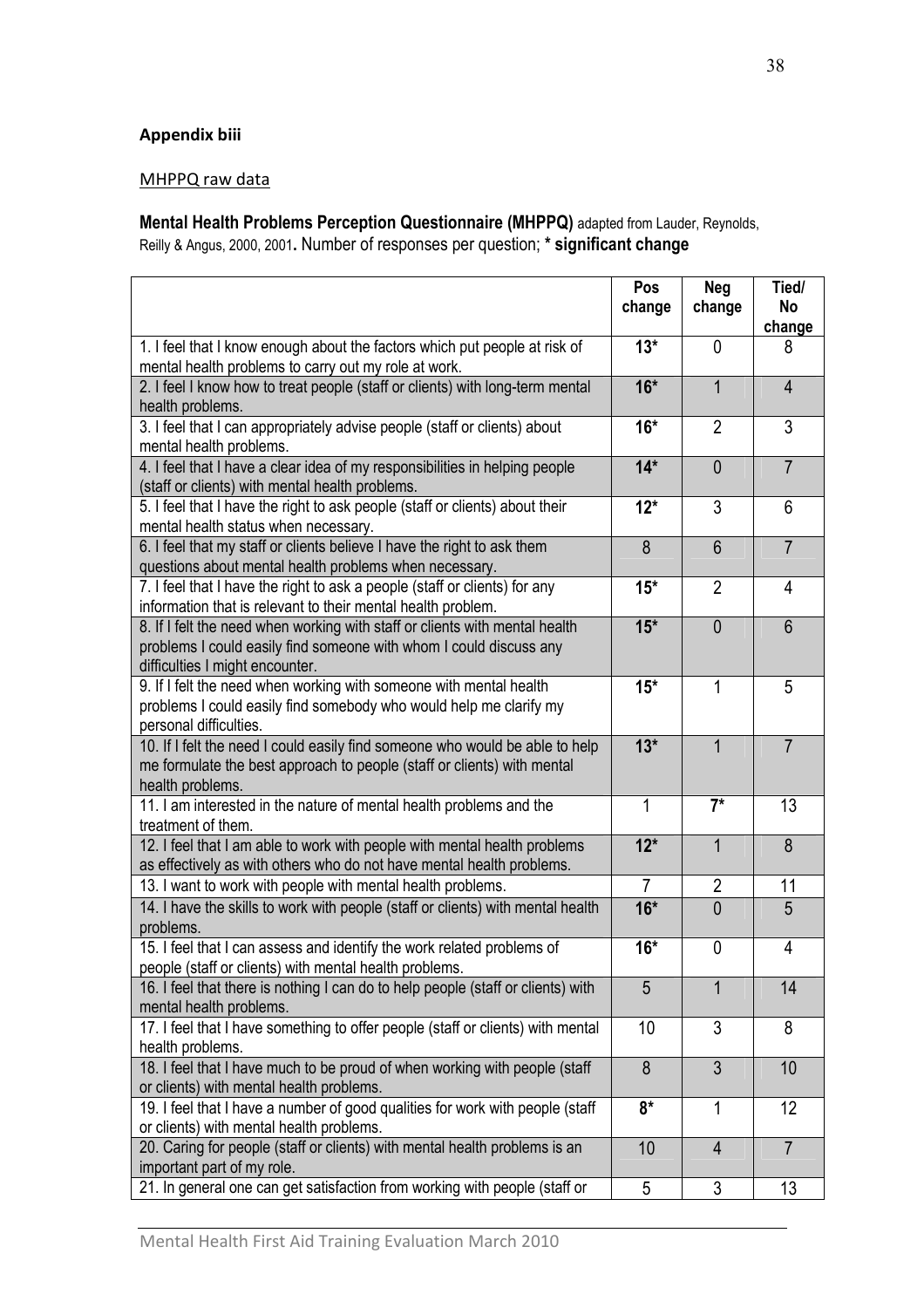**Appendix biii**

MHPPQ raw data

**Mental Health Problems Perception Questionnaire (MHPPQ)** adapted from Lauder, Reynolds, Reilly & Angus, 2000, 2001**.** Number of responses per question; * **significant change**

| | Pos change | Neg change | Tied/ No change |
|---|---|---|---|
| 1. I feel that I know enough about the factors which put people at risk of mental health problems to carry out my role at work. | **13*** | 0 | 8 |
| 2. I feel I know how to treat people (staff or clients) with long-term mental health problems. | **16*** | 1 | 4 |
| 3. I feel that I can appropriately advise people (staff or clients) about mental health problems. | **16*** | 2 | 3 |
| 4. I feel that I have a clear idea of my responsibilities in helping people (staff or clients) with mental health problems. | **14*** | 0 | 7 |
| 5. I feel that I have the right to ask people (staff or clients) about their mental health status when necessary. | **12*** | 3 | 6 |
| 6. I feel that my staff or clients believe I have the right to ask them questions about mental health problems when necessary. | 8 | 6 | 7 |
| 7. I feel that I have the right to ask a people (staff or clients) for any information that is relevant to their mental health problem. | **15*** | 2 | 4 |
| 8. If I felt the need when working with staff or clients with mental health problems I could easily find someone with whom I could discuss any difficulties I might encounter. | **15*** | 0 | 6 |
| 9. If I felt the need when working with someone with mental health problems I could easily find somebody who would help me clarify my personal difficulties. | **15*** | 1 | 5 |
| 10. If I felt the need I could easily find someone who would be able to help me formulate the best approach to people (staff or clients) with mental health problems. | **13*** | 1 | 7 |
| 11. I am interested in the nature of mental health problems and the treatment of them. | 1 | **7*** | 13 |
| 12. I feel that I am able to work with people with mental health problems as effectively as with others who do not have mental health problems. | **12*** | 1 | 8 |
| 13. I want to work with people with mental health problems. | 7 | 2 | 11 |
| 14. I have the skills to work with people (staff or clients) with mental health problems. | **16*** | 0 | 5 |
| 15. I feel that I can assess and identify the work related problems of people (staff or clients) with mental health problems. | **16*** | 0 | 4 |
| 16. I feel that there is nothing I can do to help people (staff or clients) with mental health problems. | 5 | 1 | 14 |
| 17. I feel that I have something to offer people (staff or clients) with mental health problems. | 10 | 3 | 8 |
| 18. I feel that I have much to be proud of when working with people (staff or clients) with mental health problems. | 8 | 3 | 10 |
| 19. I feel that I have a number of good qualities for work with people (staff or clients) with mental health problems. | **8*** | 1 | 12 |
| 20. Caring for people (staff or clients) with mental health problems is an important part of my role. | 10 | 4 | 7 |
| 21. In general one can get satisfaction from working with people (staff or | 5 | 3 | 13 |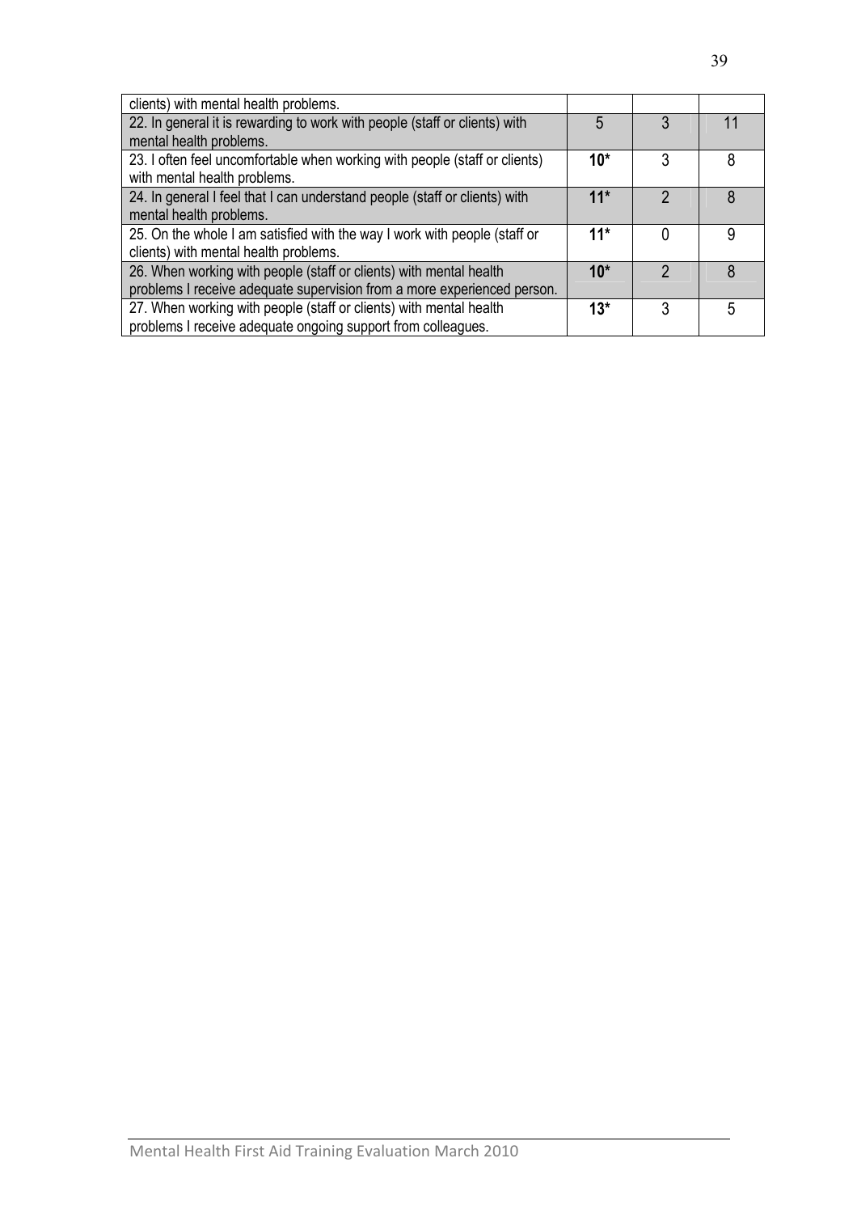| | | | |
|---|---|---|---|
| clients) with mental health problems. | | | |
| 22. In general it is rewarding to work with people (staff or clients) with mental health problems. | 5 | 3 | 11 |
| 23. I often feel uncomfortable when working with people (staff or clients) with mental health problems. | **10*** | 3 | 8 |
| 24. In general I feel that I can understand people (staff or clients) with mental health problems. | **11*** | 2 | 8 |
| 25. On the whole I am satisfied with the way I work with people (staff or clients) with mental health problems. | **11*** | 0 | 9 |
| 26. When working with people (staff or clients) with mental health problems I receive adequate supervision from a more experienced person. | **10*** | 2 | 8 |
| 27. When working with people (staff or clients) with mental health problems I receive adequate ongoing support from colleagues. | **13*** | 3 | 5 |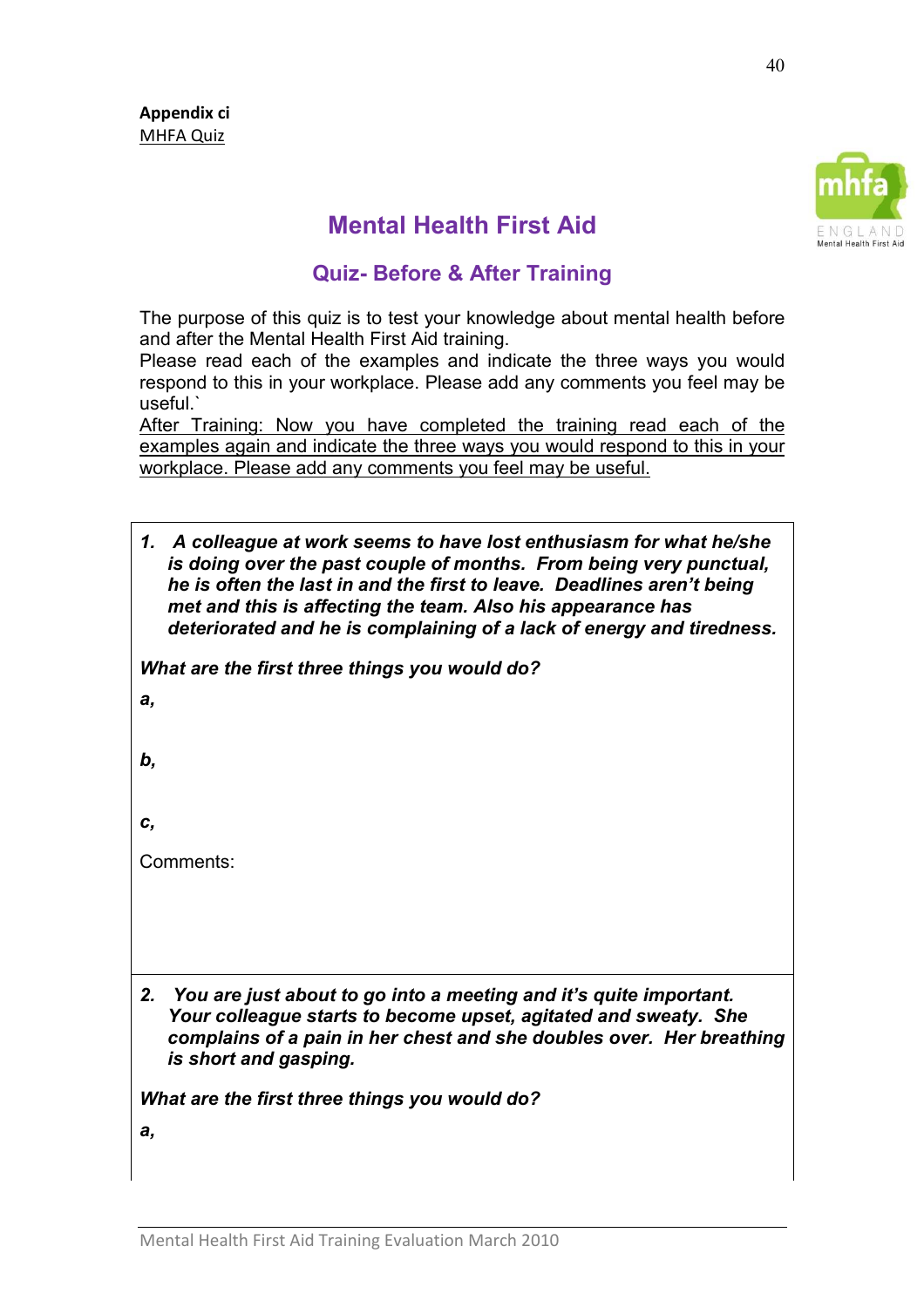**Appendix ci**
MHFA Quiz

# Mental Health First Aid

## Quiz- Before & After Training

The purpose of this quiz is to test your knowledge about mental health before and after the Mental Health First Aid training.
Please read each of the examples and indicate the three ways you would respond to this in your workplace. Please add any comments you feel may be useful.`
After Training: Now you have completed the training read each of the examples again and indicate the three ways you would respond to this in your workplace. Please add any comments you feel may be useful.

1. ***A colleague at work seems to have lost enthusiasm for what he/she is doing over the past couple of months. From being very punctual, he is often the last in and the first to leave. Deadlines aren't being met and this is affecting the team. Also his appearance has deteriorated and he is complaining of a lack of energy and tiredness.***

***What are the first three things you would do?***

***a,***

***b,***

***c,***

Comments:

2. ***You are just about to go into a meeting and it's quite important. Your colleague starts to become upset, agitated and sweaty. She complains of a pain in her chest and she doubles over. Her breathing is short and gasping.***

***What are the first three things you would do?***

***a,***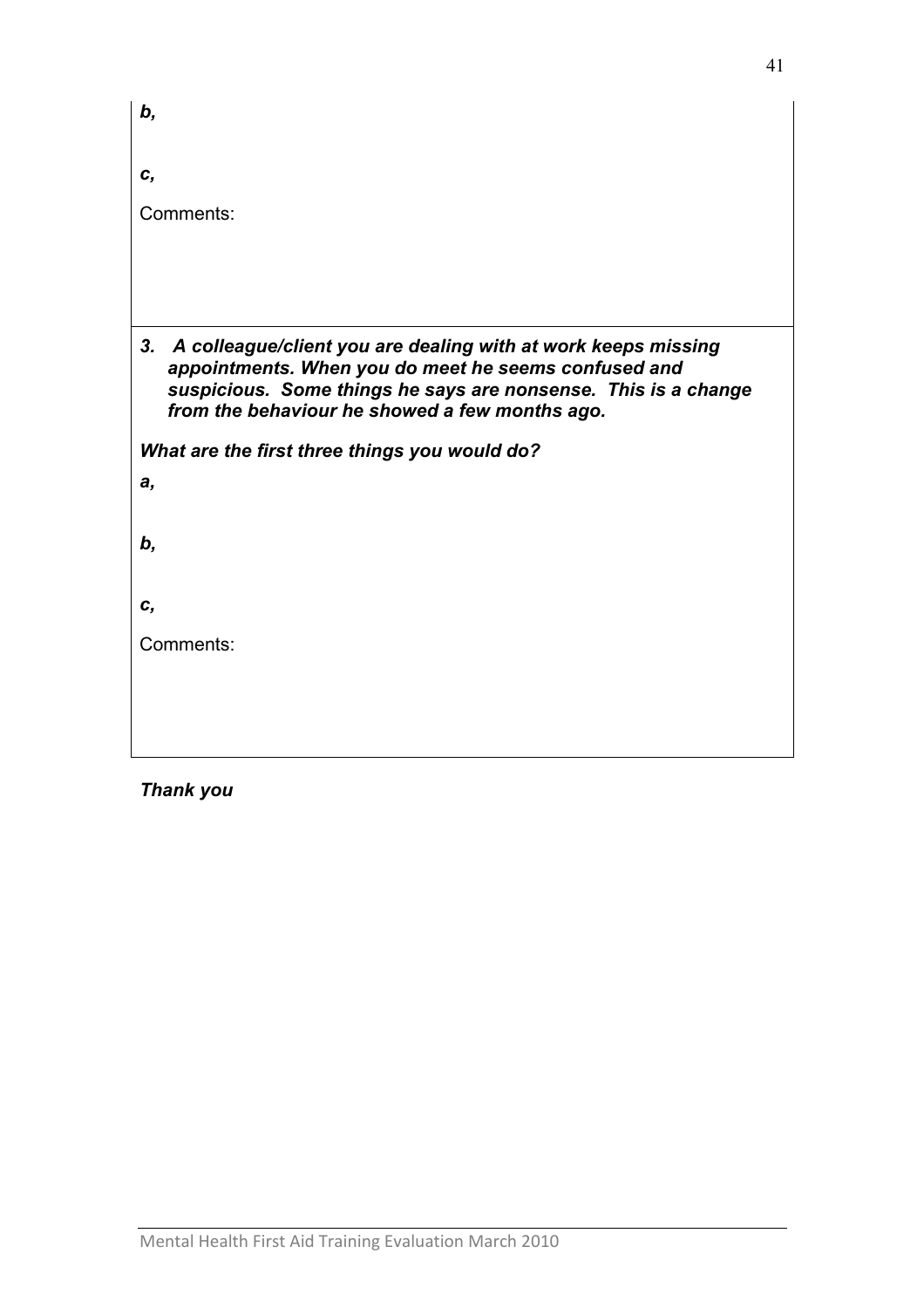***b,***

***c,***

Comments:

***3. A colleague/client you are dealing with at work keeps missing appointments. When you do meet he seems confused and suspicious. Some things he says are nonsense. This is a change from the behaviour he showed a few months ago.***

***What are the first three things you would do?***

***a,***

***b,***

***c,***

Comments:

***Thank you***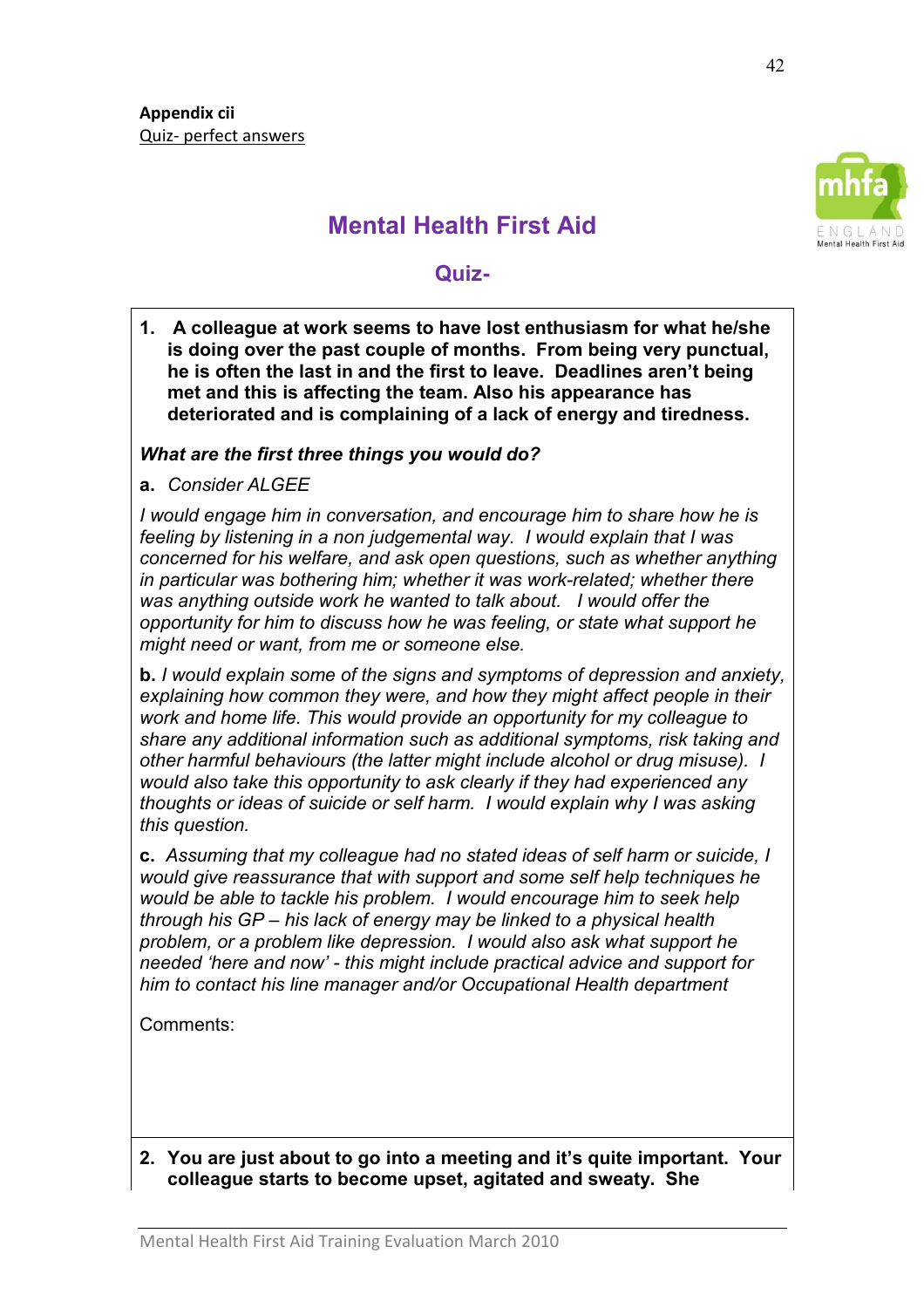**Appendix cii**

Quiz- perfect answers

# Mental Health First Aid

## Quiz-

**1. A colleague at work seems to have lost enthusiasm for what he/she is doing over the past couple of months. From being very punctual, he is often the last in and the first to leave. Deadlines aren't being met and this is affecting the team. Also his appearance has deteriorated and is complaining of a lack of energy and tiredness.**

***What are the first three things you would do?***

**a.** *Consider ALGEE*

*I would engage him in conversation, and encourage him to share how he is feeling by listening in a non judgemental way. I would explain that I was concerned for his welfare, and ask open questions, such as whether anything in particular was bothering him; whether it was work-related; whether there was anything outside work he wanted to talk about. I would offer the opportunity for him to discuss how he was feeling, or state what support he might need or want, from me or someone else.*

**b.** *I would explain some of the signs and symptoms of depression and anxiety, explaining how common they were, and how they might affect people in their work and home life. This would provide an opportunity for my colleague to share any additional information such as additional symptoms, risk taking and other harmful behaviours (the latter might include alcohol or drug misuse). I would also take this opportunity to ask clearly if they had experienced any thoughts or ideas of suicide or self harm. I would explain why I was asking this question.*

**c.** *Assuming that my colleague had no stated ideas of self harm or suicide, I would give reassurance that with support and some self help techniques he would be able to tackle his problem. I would encourage him to seek help through his GP – his lack of energy may be linked to a physical health problem, or a problem like depression. I would also ask what support he needed 'here and now' - this might include practical advice and support for him to contact his line manager and/or Occupational Health department*

Comments:

**2. You are just about to go into a meeting and it's quite important. Your colleague starts to become upset, agitated and sweaty. She**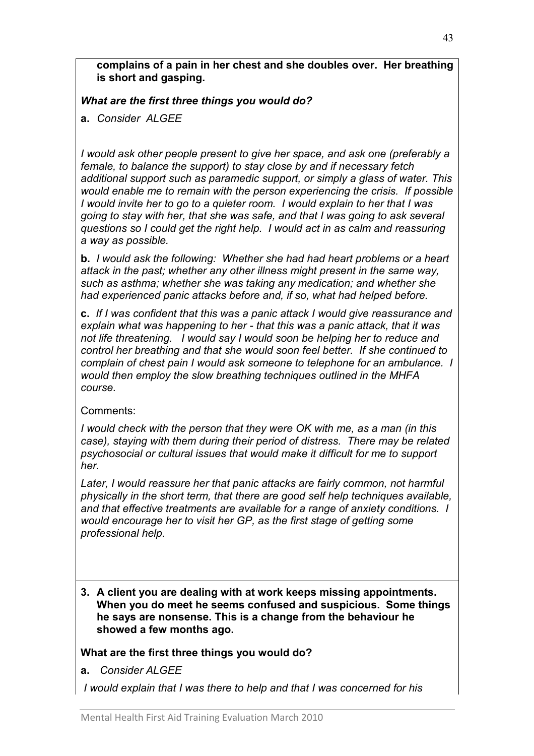**complains of a pain in her chest and she doubles over. Her breathing is short and gasping.**

***What are the first three things you would do?***

**a.** *Consider ALGEE*

*I would ask other people present to give her space, and ask one (preferably a female, to balance the support) to stay close by and if necessary fetch additional support such as paramedic support, or simply a glass of water. This would enable me to remain with the person experiencing the crisis. If possible I would invite her to go to a quieter room. I would explain to her that I was going to stay with her, that she was safe, and that I was going to ask several questions so I could get the right help. I would act in as calm and reassuring a way as possible.*

**b.** *I would ask the following: Whether she had had heart problems or a heart attack in the past; whether any other illness might present in the same way, such as asthma; whether she was taking any medication; and whether she had experienced panic attacks before and, if so, what had helped before.*

**c.** *If I was confident that this was a panic attack I would give reassurance and explain what was happening to her - that this was a panic attack, that it was not life threatening. I would say I would soon be helping her to reduce and control her breathing and that she would soon feel better. If she continued to complain of chest pain I would ask someone to telephone for an ambulance. I would then employ the slow breathing techniques outlined in the MHFA course.*

Comments:

*I would check with the person that they were OK with me, as a man (in this case), staying with them during their period of distress. There may be related psychosocial or cultural issues that would make it difficult for me to support her.*

*Later, I would reassure her that panic attacks are fairly common, not harmful physically in the short term, that there are good self help techniques available, and that effective treatments are available for a range of anxiety conditions. I would encourage her to visit her GP, as the first stage of getting some professional help.*

3. **A client you are dealing with at work keeps missing appointments. When you do meet he seems confused and suspicious. Some things he says are nonsense. This is a change from the behaviour he showed a few months ago.**

**What are the first three things you would do?**

**a.** *Consider ALGEE*

*I would explain that I was there to help and that I was concerned for his*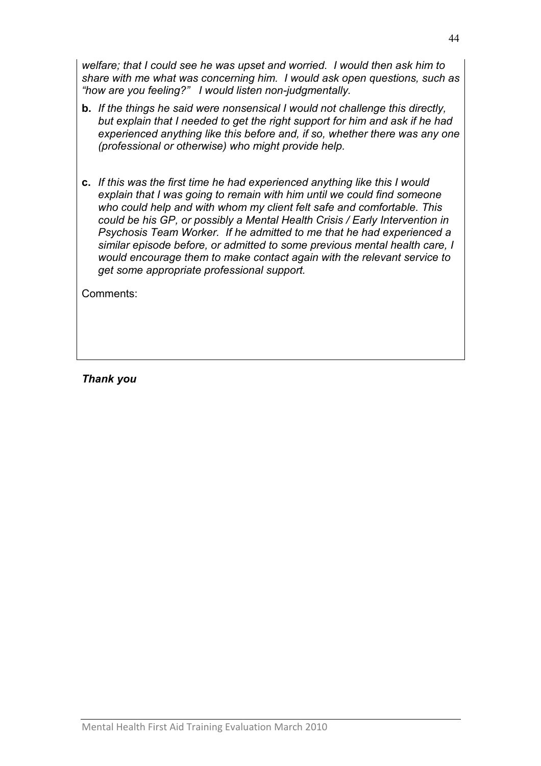*welfare; that I could see he was upset and worried. I would then ask him to share with me what was concerning him. I would ask open questions, such as "how are you feeling?" I would listen non-judgmentally.*

**b.** *If the things he said were nonsensical I would not challenge this directly, but explain that I needed to get the right support for him and ask if he had experienced anything like this before and, if so, whether there was any one (professional or otherwise) who might provide help.*

**c.** *If this was the first time he had experienced anything like this I would explain that I was going to remain with him until we could find someone who could help and with whom my client felt safe and comfortable. This could be his GP, or possibly a Mental Health Crisis / Early Intervention in Psychosis Team Worker. If he admitted to me that he had experienced a similar episode before, or admitted to some previous mental health care, I would encourage them to make contact again with the relevant service to get some appropriate professional support.*

Comments:

***Thank you***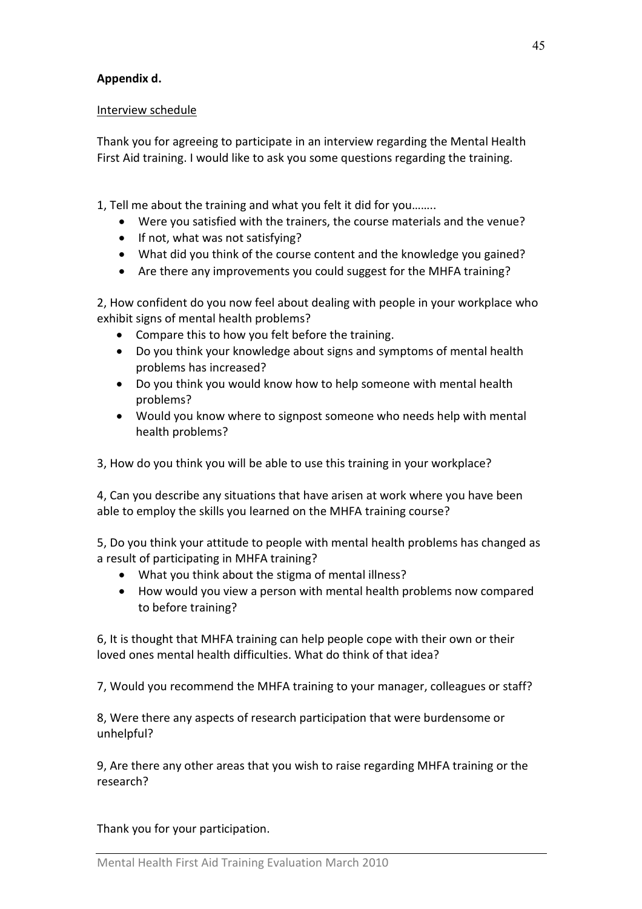**Appendix d.**

Interview schedule

Thank you for agreeing to participate in an interview regarding the Mental Health First Aid training. I would like to ask you some questions regarding the training.

1, Tell me about the training and what you felt it did for you……..

- Were you satisfied with the trainers, the course materials and the venue?
- If not, what was not satisfying?
- What did you think of the course content and the knowledge you gained?
- Are there any improvements you could suggest for the MHFA training?

2, How confident do you now feel about dealing with people in your workplace who exhibit signs of mental health problems?

- Compare this to how you felt before the training.
- Do you think your knowledge about signs and symptoms of mental health problems has increased?
- Do you think you would know how to help someone with mental health problems?
- Would you know where to signpost someone who needs help with mental health problems?

3, How do you think you will be able to use this training in your workplace?

4, Can you describe any situations that have arisen at work where you have been able to employ the skills you learned on the MHFA training course?

5, Do you think your attitude to people with mental health problems has changed as a result of participating in MHFA training?

- What you think about the stigma of mental illness?
- How would you view a person with mental health problems now compared to before training?

6, It is thought that MHFA training can help people cope with their own or their loved ones mental health difficulties. What do think of that idea?

7, Would you recommend the MHFA training to your manager, colleagues or staff?

8, Were there any aspects of research participation that were burdensome or unhelpful?

9, Are there any other areas that you wish to raise regarding MHFA training or the research?

Thank you for your participation.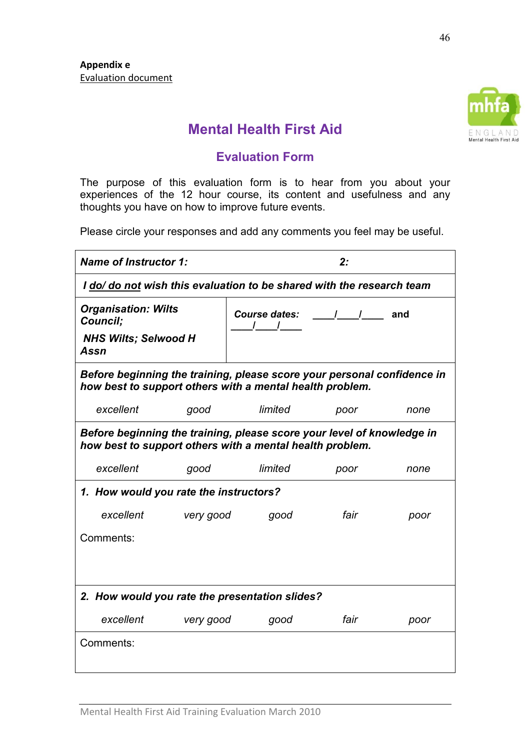**Appendix e**
Evaluation document

# Mental Health First Aid

## Evaluation Form

The purpose of this evaluation form is to hear from you about your experiences of the 12 hour course, its content and usefulness and any thoughts you have on how to improve future events.

Please circle your responses and add any comments you feel may be useful.

| | | | | |
|---|---|---|---|---|
| ***Name of Instructor 1:*** | | | ***2:*** | |
| ***I do/ do not wish this evaluation to be shared with the research team*** | | | | |
| ***Organisation: Wilts Council; NHS Wilts; Selwood H Assn*** | ***Course dates: ____/____/____ and ____/____/____*** | | | |
| ***Before beginning the training, please score your personal confidence in how best to support others with a mental health problem.*** | | | | |
| *excellent* | *good* | *limited* | *poor* | *none* |
| ***Before beginning the training, please score your level of knowledge in how best to support others with a mental health problem.*** | | | | |
| *excellent* | *good* | *limited* | *poor* | *none* |
| ***1. How would you rate the instructors?*** | | | | |
| *excellent* | *very good* | *good* | *fair* | *poor* |
| Comments: | | | | |
| ***2. How would you rate the presentation slides?*** | | | | |
| *excellent* | *very good* | *good* | *fair* | *poor* |
| Comments: | | | | |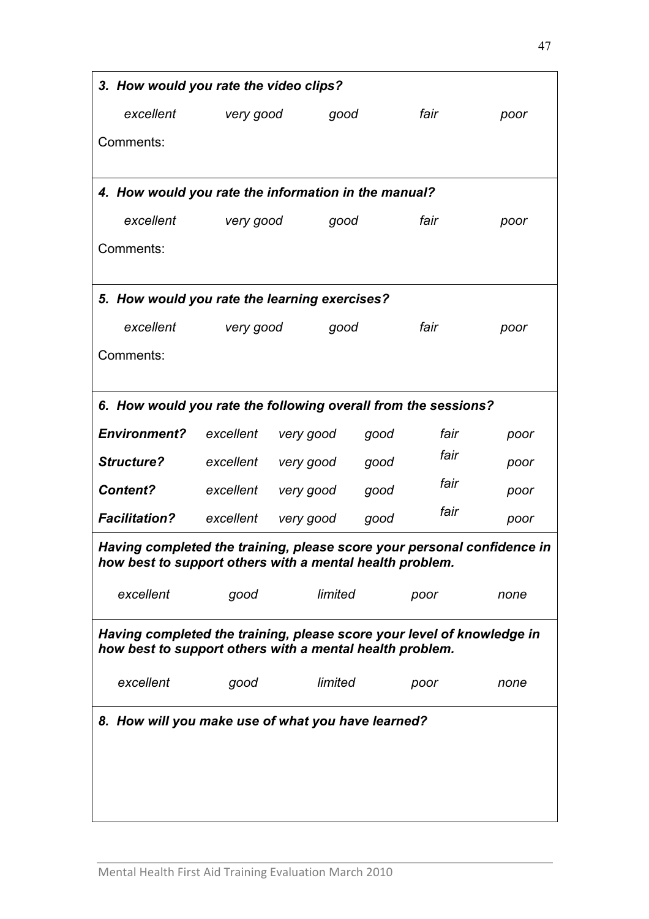***3. How would you rate the video clips?***

*excellent* *very good* *good* *fair* *poor*

Comments:

***4. How would you rate the information in the manual?***

*excellent* *very good* *good* *fair* *poor*

Comments:

***5. How would you rate the learning exercises?***

*excellent* *very good* *good* *fair* *poor*

Comments:

***6. How would you rate the following overall from the sessions?***

| | | | | | |
|---|---|---|---|---|---|
| ***Environment?*** | *excellent* | *very good* | *good* | *fair* | *poor* |
| ***Structure?*** | *excellent* | *very good* | *good* | *fair* | *poor* |
| ***Content?*** | *excellent* | *very good* | *good* | *fair* | *poor* |
| ***Facilitation?*** | *excellent* | *very good* | *good* | *fair* | *poor* |

***Having completed the training, please score your personal confidence in how best to support others with a mental health problem.***

*excellent* *good* *limited* *poor* *none*

***Having completed the training, please score your level of knowledge in how best to support others with a mental health problem.***

*excellent* *good* *limited* *poor* *none*

***8. How will you make use of what you have learned?***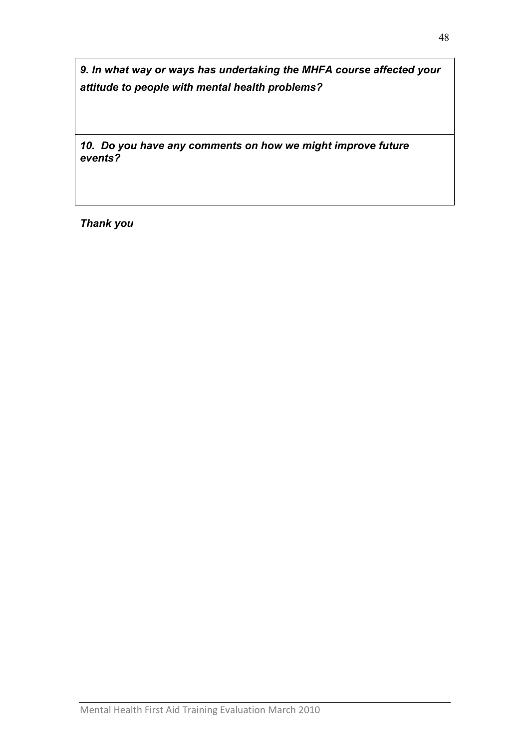***9. In what way or ways has undertaking the MHFA course affected your attitude to people with mental health problems?***

***10. Do you have any comments on how we might improve future events?***

***Thank you***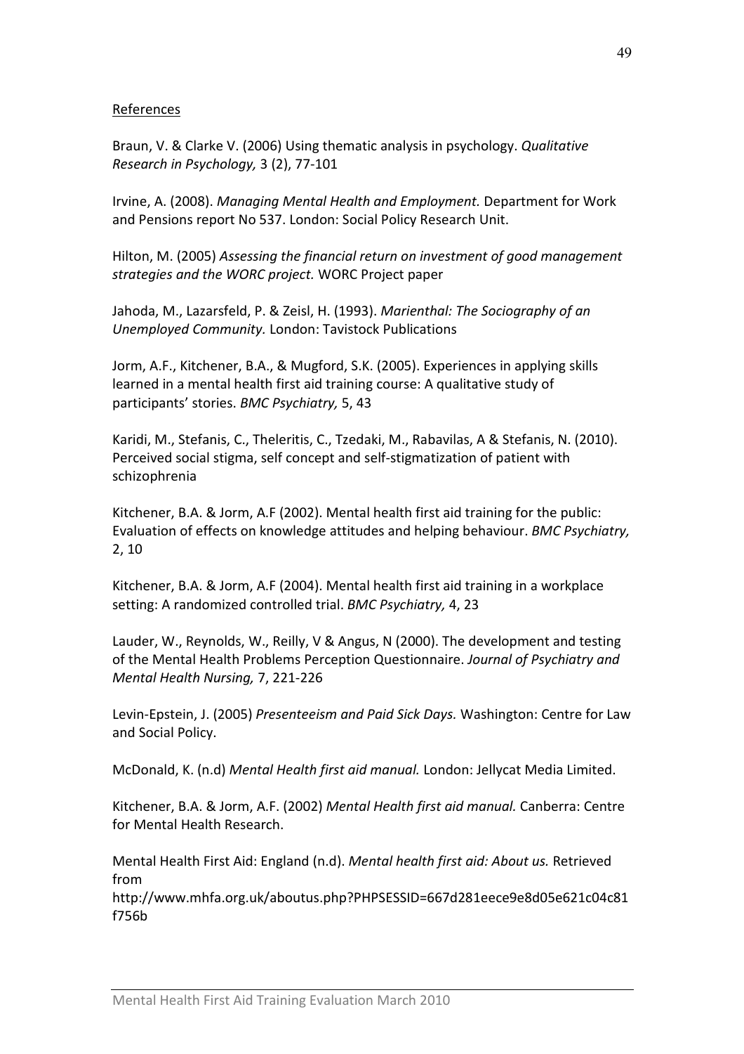## References

Braun, V. & Clarke V. (2006) Using thematic analysis in psychology. *Qualitative Research in Psychology,* 3 (2), 77-101

Irvine, A. (2008). *Managing Mental Health and Employment.* Department for Work and Pensions report No 537. London: Social Policy Research Unit.

Hilton, M. (2005) *Assessing the financial return on investment of good management strategies and the WORC project.* WORC Project paper

Jahoda, M., Lazarsfeld, P. & Zeisl, H. (1993). *Marienthal: The Sociography of an Unemployed Community.* London: Tavistock Publications

Jorm, A.F., Kitchener, B.A., & Mugford, S.K. (2005). Experiences in applying skills learned in a mental health first aid training course: A qualitative study of participants' stories. *BMC Psychiatry,* 5, 43

Karidi, M., Stefanis, C., Theleritis, C., Tzedaki, M., Rabavilas, A & Stefanis, N. (2010). Perceived social stigma, self concept and self-stigmatization of patient with schizophrenia

Kitchener, B.A. & Jorm, A.F (2002). Mental health first aid training for the public: Evaluation of effects on knowledge attitudes and helping behaviour. *BMC Psychiatry,* 2, 10

Kitchener, B.A. & Jorm, A.F (2004). Mental health first aid training in a workplace setting: A randomized controlled trial. *BMC Psychiatry,* 4, 23

Lauder, W., Reynolds, W., Reilly, V & Angus, N (2000). The development and testing of the Mental Health Problems Perception Questionnaire. *Journal of Psychiatry and Mental Health Nursing,* 7, 221-226

Levin-Epstein, J. (2005) *Presenteeism and Paid Sick Days.* Washington: Centre for Law and Social Policy.

McDonald, K. (n.d) *Mental Health first aid manual.* London: Jellycat Media Limited.

Kitchener, B.A. & Jorm, A.F. (2002) *Mental Health first aid manual.* Canberra: Centre for Mental Health Research.

Mental Health First Aid: England (n.d). *Mental health first aid: About us.* Retrieved from http://www.mhfa.org.uk/aboutus.php?PHPSESSID=667d281eece9e8d05e621c04c81f756b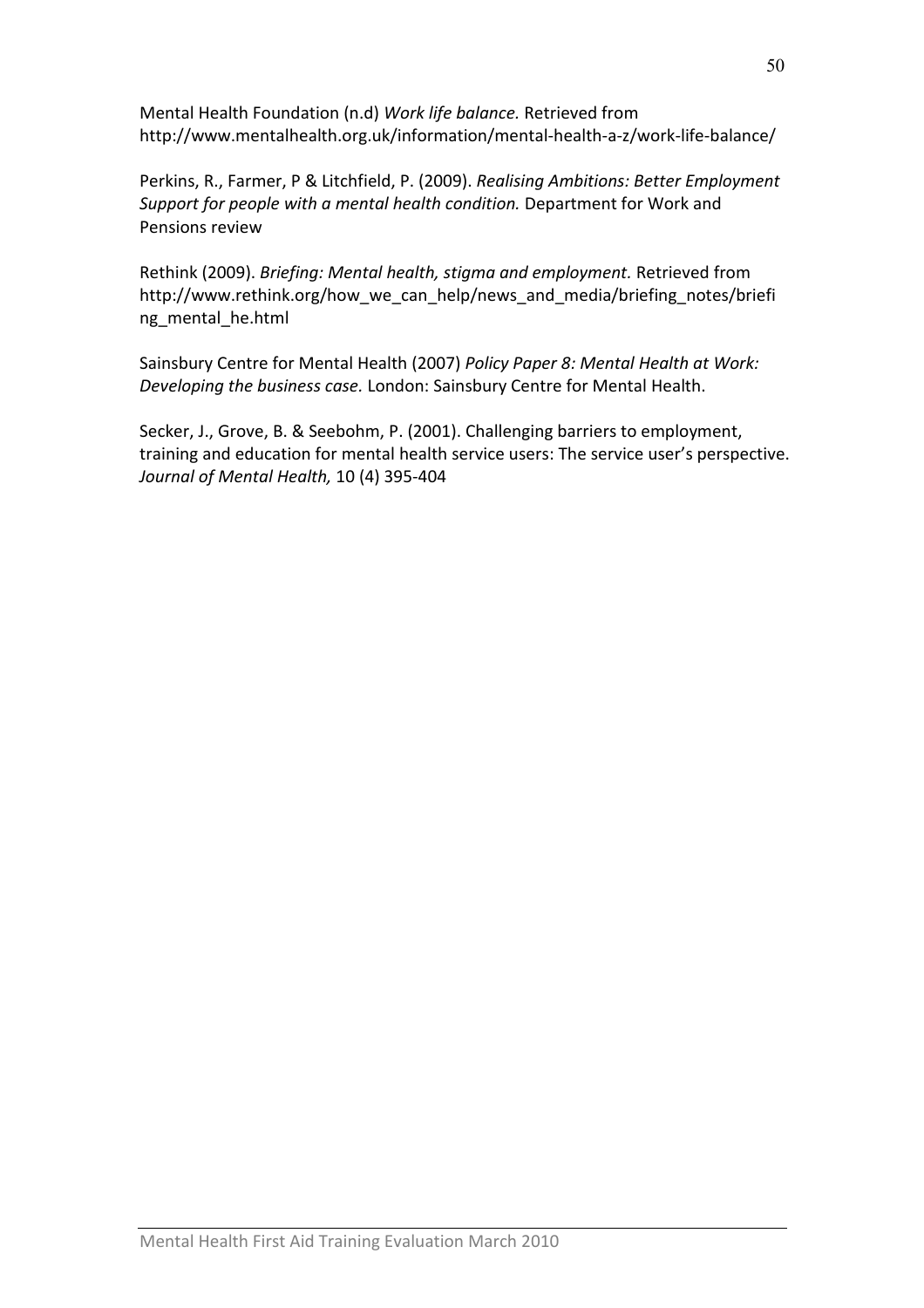Mental Health Foundation (n.d) *Work life balance.* Retrieved from http://www.mentalhealth.org.uk/information/mental-health-a-z/work-life-balance/

Perkins, R., Farmer, P & Litchfield, P. (2009). *Realising Ambitions: Better Employment Support for people with a mental health condition.* Department for Work and Pensions review

Rethink (2009). *Briefing: Mental health, stigma and employment.* Retrieved from http://www.rethink.org/how_we_can_help/news_and_media/briefing_notes/briefing_mental_he.html

Sainsbury Centre for Mental Health (2007) *Policy Paper 8: Mental Health at Work: Developing the business case.* London: Sainsbury Centre for Mental Health.

Secker, J., Grove, B. & Seebohm, P. (2001). Challenging barriers to employment, training and education for mental health service users: The service user's perspective. *Journal of Mental Health,* 10 (4) 395-404